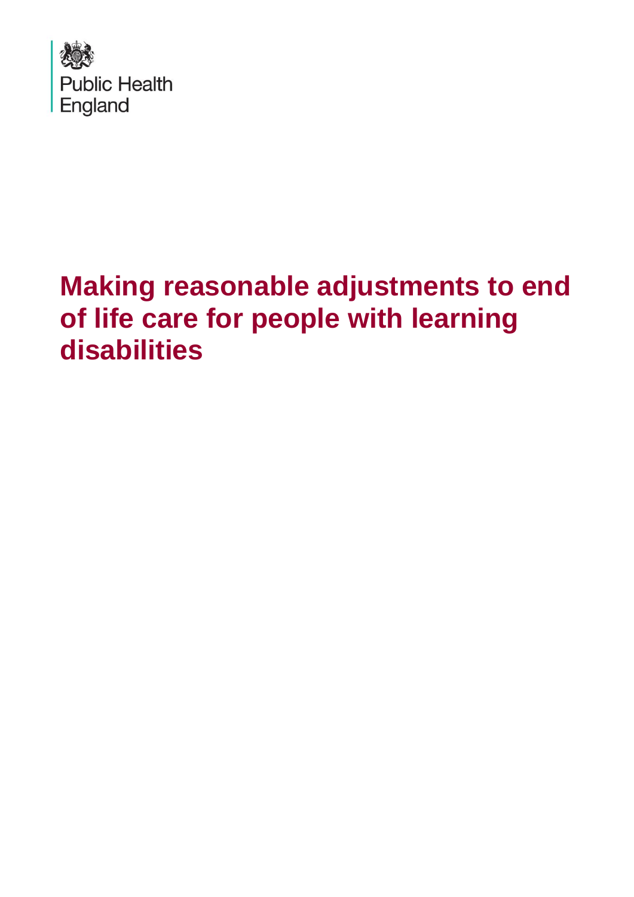Public Health England

# Making reasonable adjustments to end of life care for people with learning disabilities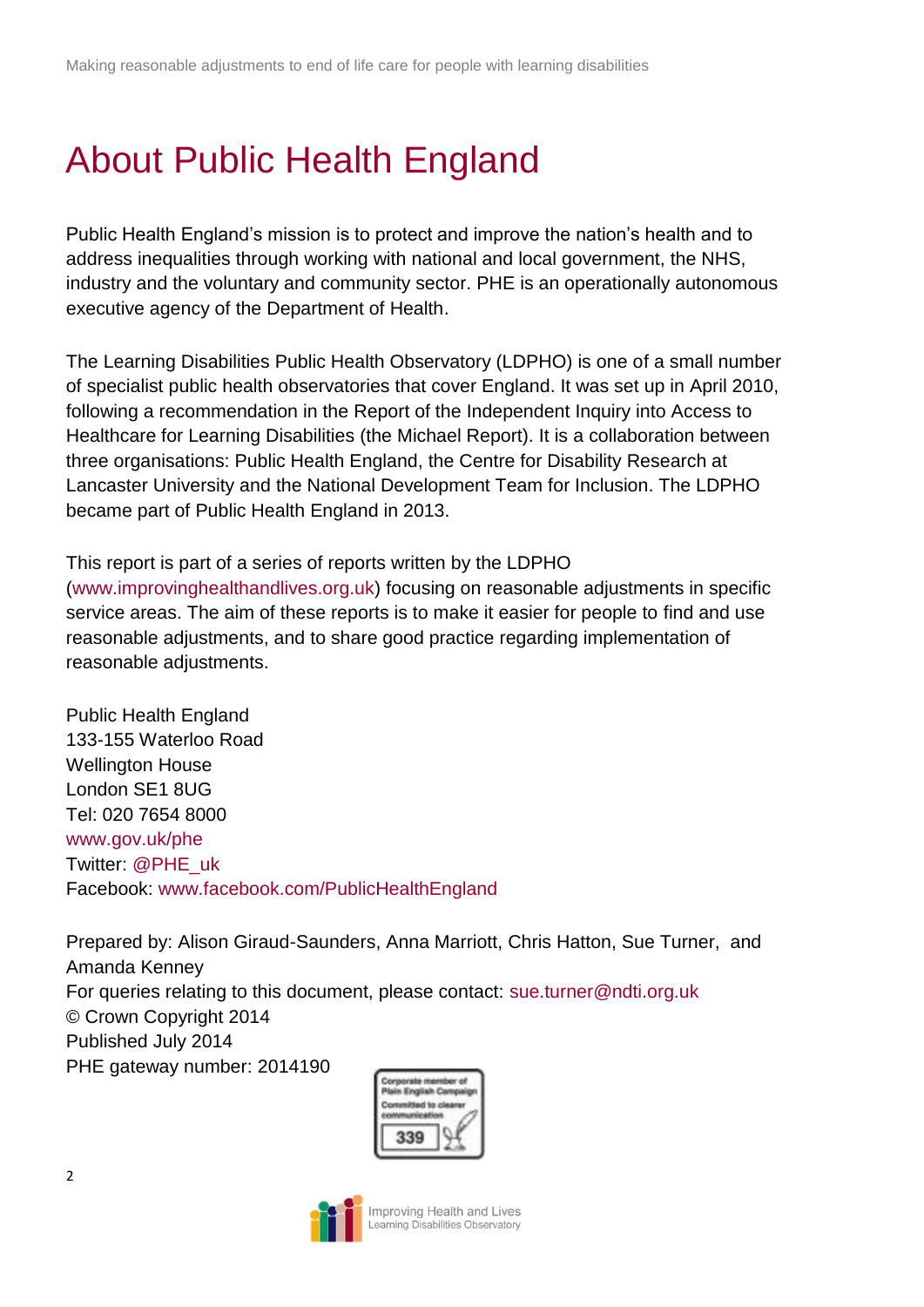# About Public Health England

Public Health England's mission is to protect and improve the nation's health and to address inequalities through working with national and local government, the NHS, industry and the voluntary and community sector. PHE is an operationally autonomous executive agency of the Department of Health.

The Learning Disabilities Public Health Observatory (LDPHO) is one of a small number of specialist public health observatories that cover England. It was set up in April 2010, following a recommendation in the Report of the Independent Inquiry into Access to Healthcare for Learning Disabilities (the Michael Report). It is a collaboration between three organisations: Public Health England, the Centre for Disability Research at Lancaster University and the National Development Team for Inclusion. The LDPHO became part of Public Health England in 2013.

This report is part of a series of reports written by the LDPHO (www.improvinghealthandlives.org.uk) focusing on reasonable adjustments in specific service areas. The aim of these reports is to make it easier for people to find and use reasonable adjustments, and to share good practice regarding implementation of reasonable adjustments.

Public Health England
133-155 Waterloo Road
Wellington House
London SE1 8UG
Tel: 020 7654 8000
www.gov.uk/phe
Twitter: @PHE_uk
Facebook: www.facebook.com/PublicHealthEngland

Prepared by: Alison Giraud-Saunders, Anna Marriott, Chris Hatton, Sue Turner, and Amanda Kenney
For queries relating to this document, please contact: sue.turner@ndti.org.uk
© Crown Copyright 2014
Published July 2014
PHE gateway number: 2014190

Corporate member of Plain English Campaign
Committed to clearer communication
339

Improving Health and Lives
Learning Disabilities Observatory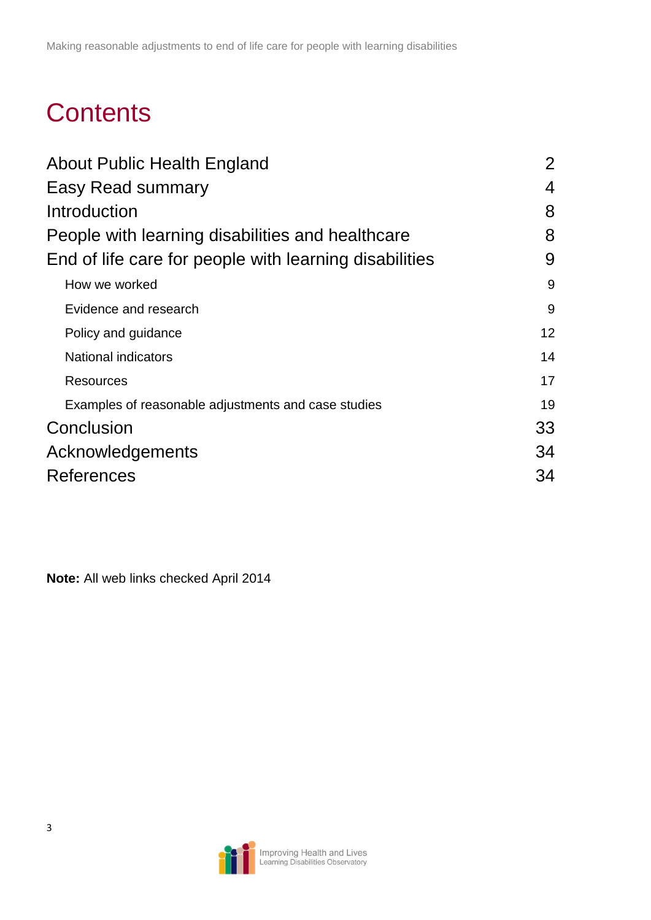# Contents

| | |
|---|---|
| About Public Health England | 2 |
| Easy Read summary | 4 |
| Introduction | 8 |
| People with learning disabilities and healthcare | 8 |
| End of life care for people with learning disabilities | 9 |
| How we worked | 9 |
| Evidence and research | 9 |
| Policy and guidance | 12 |
| National indicators | 14 |
| Resources | 17 |
| Examples of reasonable adjustments and case studies | 19 |
| Conclusion | 33 |
| Acknowledgements | 34 |
| References | 34 |

**Note:** All web links checked April 2014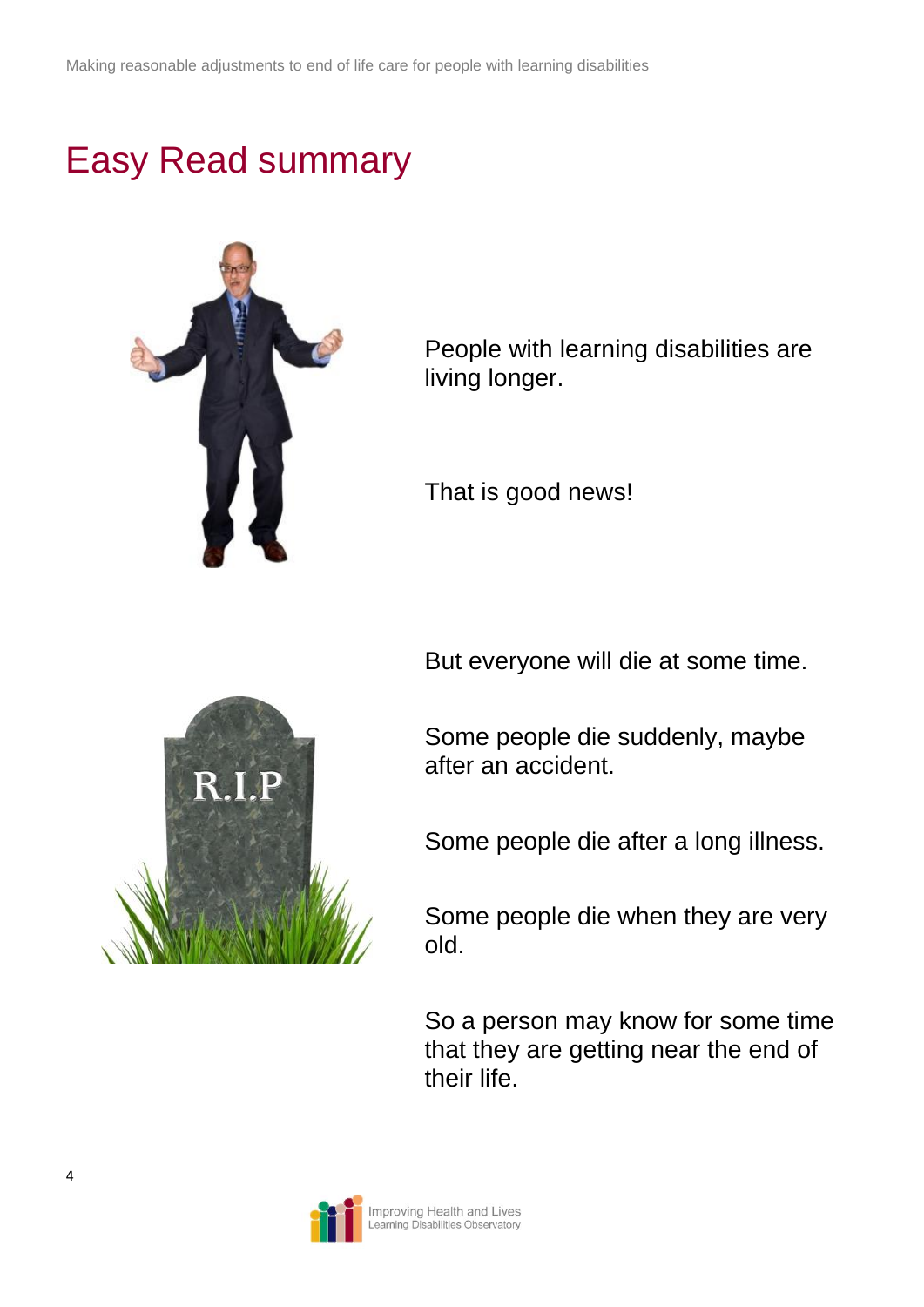# Easy Read summary

People with learning disabilities are living longer.

That is good news!

But everyone will die at some time.

Some people die suddenly, maybe after an accident.

Some people die after a long illness.

Some people die when they are very old.

So a person may know for some time that they are getting near the end of their life.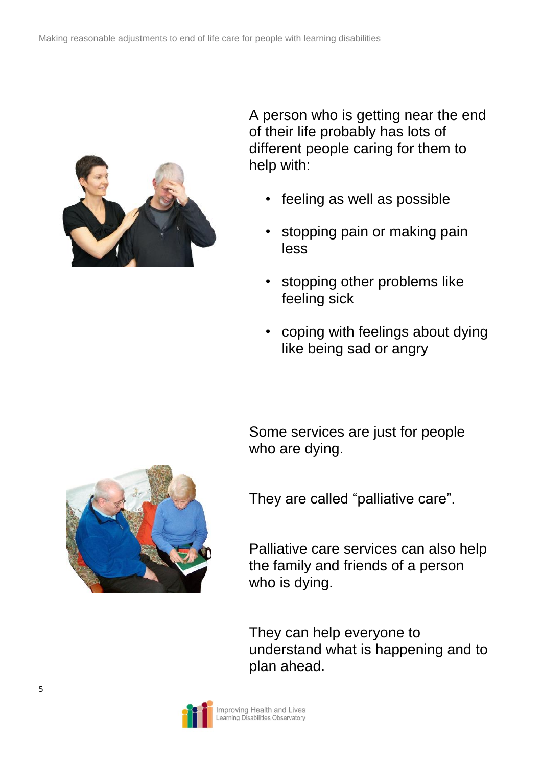A person who is getting near the end of their life probably has lots of different people caring for them to help with:

- feeling as well as possible
- stopping pain or making pain less
- stopping other problems like feeling sick
- coping with feelings about dying like being sad or angry

Some services are just for people who are dying.

They are called "palliative care".

Palliative care services can also help the family and friends of a person who is dying.

They can help everyone to understand what is happening and to plan ahead.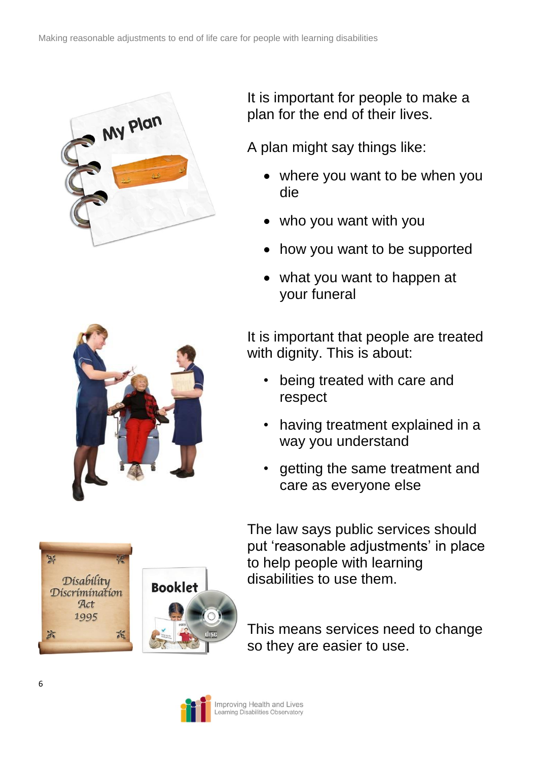It is important for people to make a plan for the end of their lives.

A plan might say things like:

- where you want to be when you die
- who you want with you
- how you want to be supported
- what you want to happen at your funeral

It is important that people are treated with dignity. This is about:

- being treated with care and respect
- having treatment explained in a way you understand
- getting the same treatment and care as everyone else

The law says public services should put 'reasonable adjustments' in place to help people with learning disabilities to use them.

This means services need to change so they are easier to use.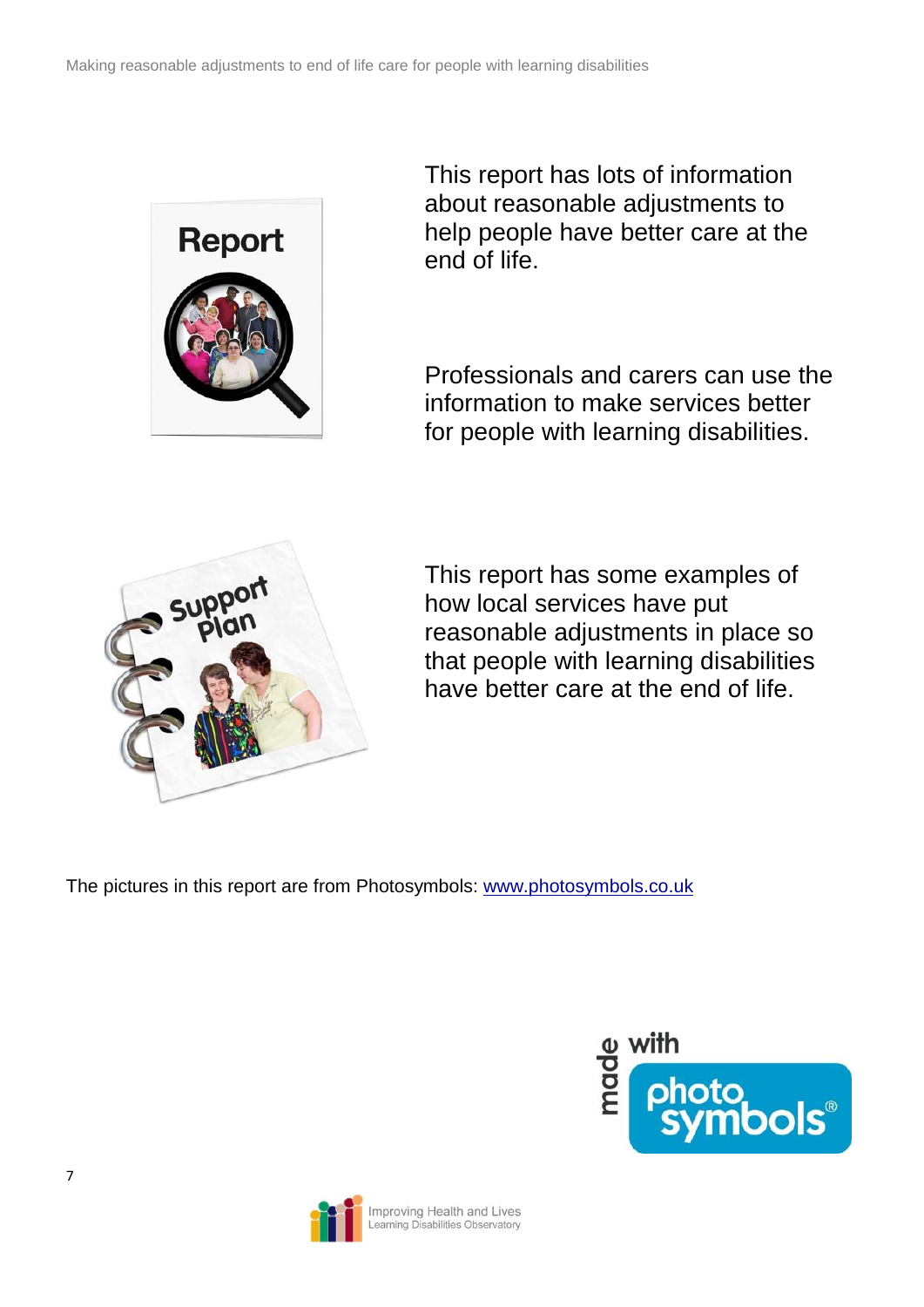This report has lots of information about reasonable adjustments to help people have better care at the end of life.

Professionals and carers can use the information to make services better for people with learning disabilities.

This report has some examples of how local services have put reasonable adjustments in place so that people with learning disabilities have better care at the end of life.

The pictures in this report are from Photosymbols: [www.photosymbols.co.uk](http://www.photosymbols.co.uk)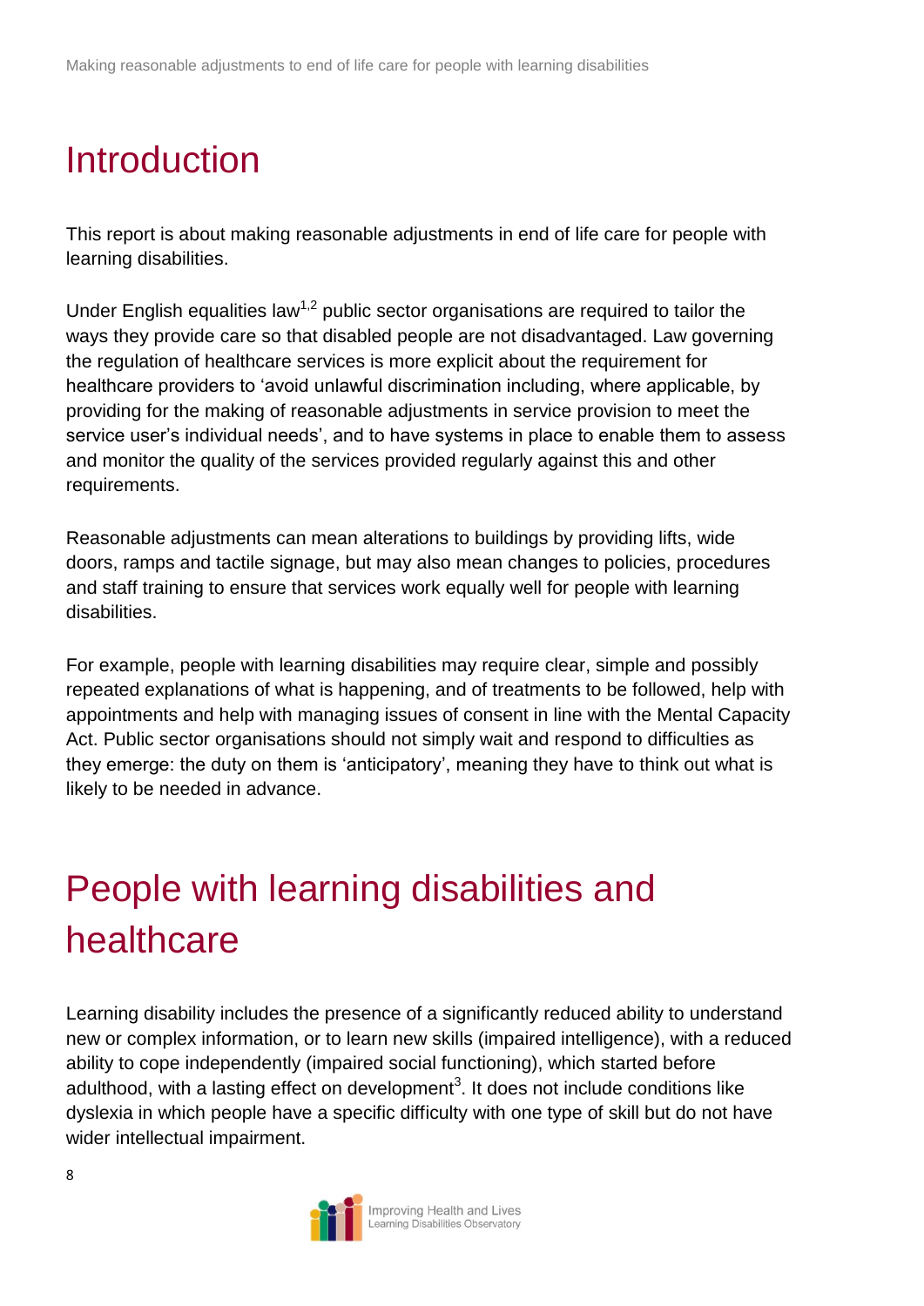# Introduction

This report is about making reasonable adjustments in end of life care for people with learning disabilities.

Under English equalities law[1,2] public sector organisations are required to tailor the ways they provide care so that disabled people are not disadvantaged. Law governing the regulation of healthcare services is more explicit about the requirement for healthcare providers to 'avoid unlawful discrimination including, where applicable, by providing for the making of reasonable adjustments in service provision to meet the service user's individual needs', and to have systems in place to enable them to assess and monitor the quality of the services provided regularly against this and other requirements.

Reasonable adjustments can mean alterations to buildings by providing lifts, wide doors, ramps and tactile signage, but may also mean changes to policies, procedures and staff training to ensure that services work equally well for people with learning disabilities.

For example, people with learning disabilities may require clear, simple and possibly repeated explanations of what is happening, and of treatments to be followed, help with appointments and help with managing issues of consent in line with the Mental Capacity Act. Public sector organisations should not simply wait and respond to difficulties as they emerge: the duty on them is 'anticipatory', meaning they have to think out what is likely to be needed in advance.

# People with learning disabilities and healthcare

Learning disability includes the presence of a significantly reduced ability to understand new or complex information, or to learn new skills (impaired intelligence), with a reduced ability to cope independently (impaired social functioning), which started before adulthood, with a lasting effect on development[3]. It does not include conditions like dyslexia in which people have a specific difficulty with one type of skill but do not have wider intellectual impairment.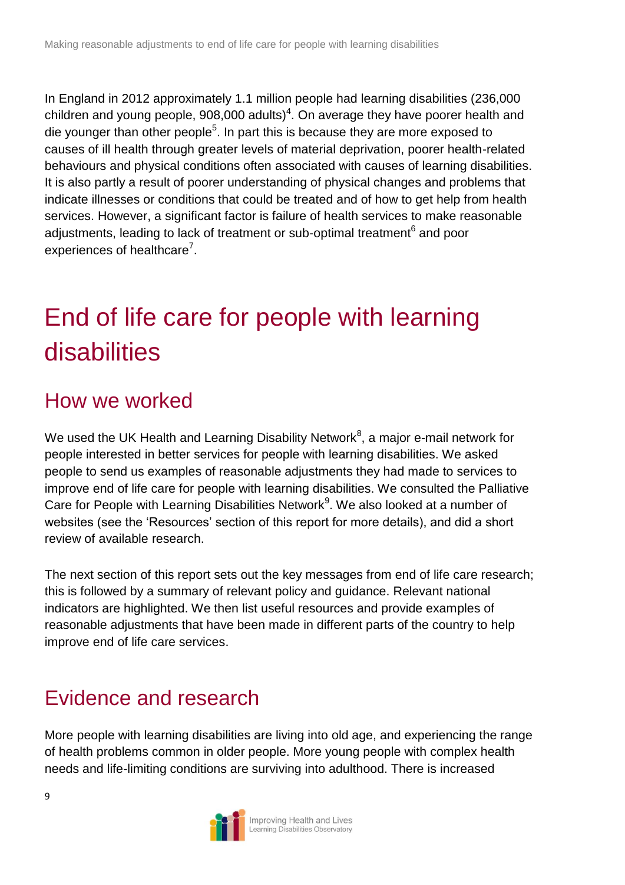In England in 2012 approximately 1.1 million people had learning disabilities (236,000 children and young people, 908,000 adults)[4]. On average they have poorer health and die younger than other people[5]. In part this is because they are more exposed to causes of ill health through greater levels of material deprivation, poorer health-related behaviours and physical conditions often associated with causes of learning disabilities. It is also partly a result of poorer understanding of physical changes and problems that indicate illnesses or conditions that could be treated and of how to get help from health services. However, a significant factor is failure of health services to make reasonable adjustments, leading to lack of treatment or sub-optimal treatment[6] and poor experiences of healthcare[7].

# End of life care for people with learning disabilities

## How we worked

We used the UK Health and Learning Disability Network[8], a major e-mail network for people interested in better services for people with learning disabilities. We asked people to send us examples of reasonable adjustments they had made to services to improve end of life care for people with learning disabilities. We consulted the Palliative Care for People with Learning Disabilities Network[9]. We also looked at a number of websites (see the 'Resources' section of this report for more details), and did a short review of available research.

The next section of this report sets out the key messages from end of life care research; this is followed by a summary of relevant policy and guidance. Relevant national indicators are highlighted. We then list useful resources and provide examples of reasonable adjustments that have been made in different parts of the country to help improve end of life care services.

## Evidence and research

More people with learning disabilities are living into old age, and experiencing the range of health problems common in older people. More young people with complex health needs and life-limiting conditions are surviving into adulthood. There is increased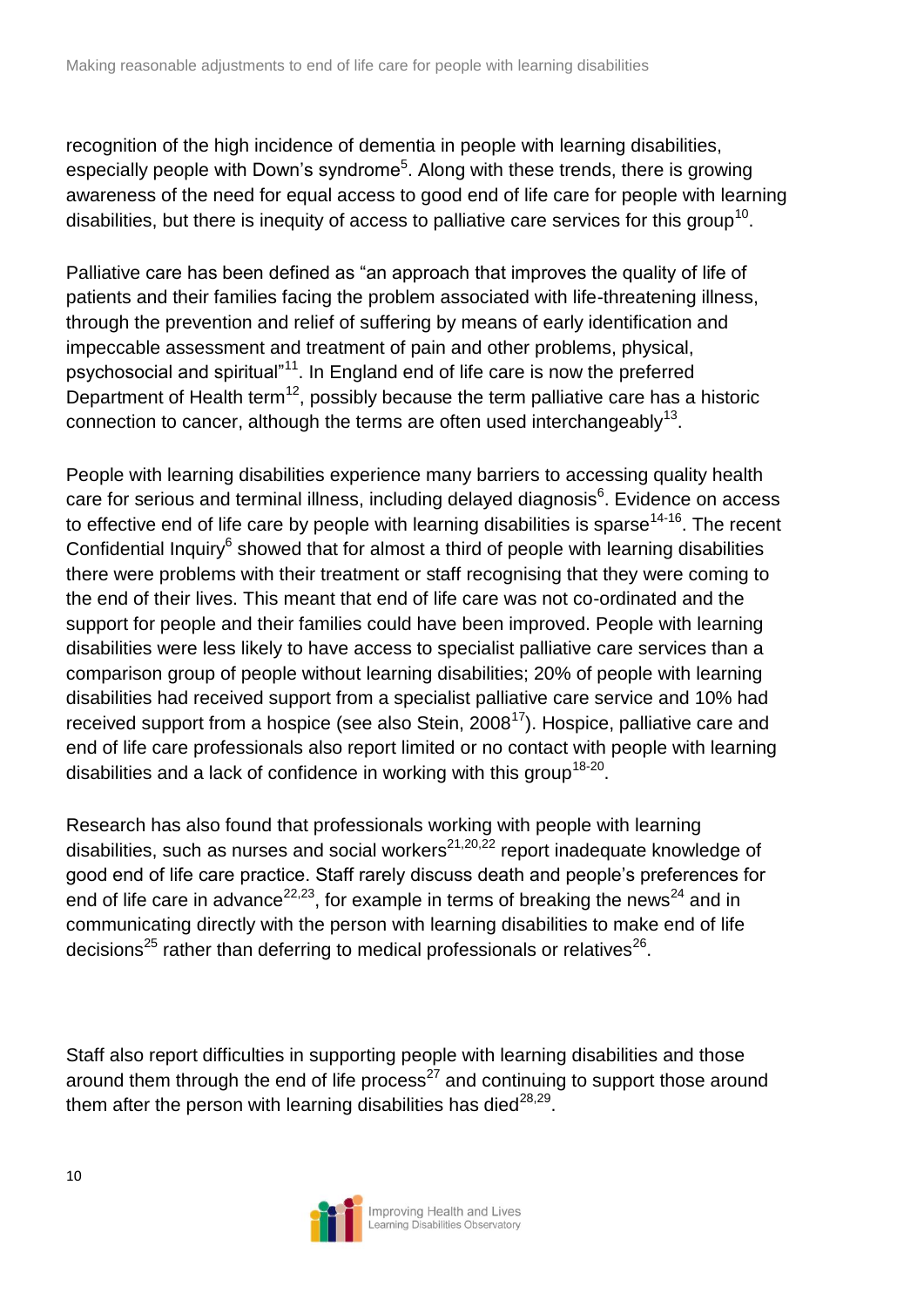recognition of the high incidence of dementia in people with learning disabilities, especially people with Down's syndrome[5]. Along with these trends, there is growing awareness of the need for equal access to good end of life care for people with learning disabilities, but there is inequity of access to palliative care services for this group[10].

Palliative care has been defined as "an approach that improves the quality of life of patients and their families facing the problem associated with life-threatening illness, through the prevention and relief of suffering by means of early identification and impeccable assessment and treatment of pain and other problems, physical, psychosocial and spiritual"[11]. In England end of life care is now the preferred Department of Health term[12], possibly because the term palliative care has a historic connection to cancer, although the terms are often used interchangeably[13].

People with learning disabilities experience many barriers to accessing quality health care for serious and terminal illness, including delayed diagnosis[6]. Evidence on access to effective end of life care by people with learning disabilities is sparse[14-16]. The recent Confidential Inquiry[6] showed that for almost a third of people with learning disabilities there were problems with their treatment or staff recognising that they were coming to the end of their lives. This meant that end of life care was not co-ordinated and the support for people and their families could have been improved. People with learning disabilities were less likely to have access to specialist palliative care services than a comparison group of people without learning disabilities; 20% of people with learning disabilities had received support from a specialist palliative care service and 10% had received support from a hospice (see also Stein, 2008[17]). Hospice, palliative care and end of life care professionals also report limited or no contact with people with learning disabilities and a lack of confidence in working with this group[18-20].

Research has also found that professionals working with people with learning disabilities, such as nurses and social workers[21,20,22] report inadequate knowledge of good end of life care practice. Staff rarely discuss death and people's preferences for end of life care in advance[22,23], for example in terms of breaking the news[24] and in communicating directly with the person with learning disabilities to make end of life decisions[25] rather than deferring to medical professionals or relatives[26].

Staff also report difficulties in supporting people with learning disabilities and those around them through the end of life process[27] and continuing to support those around them after the person with learning disabilities has died[28,29].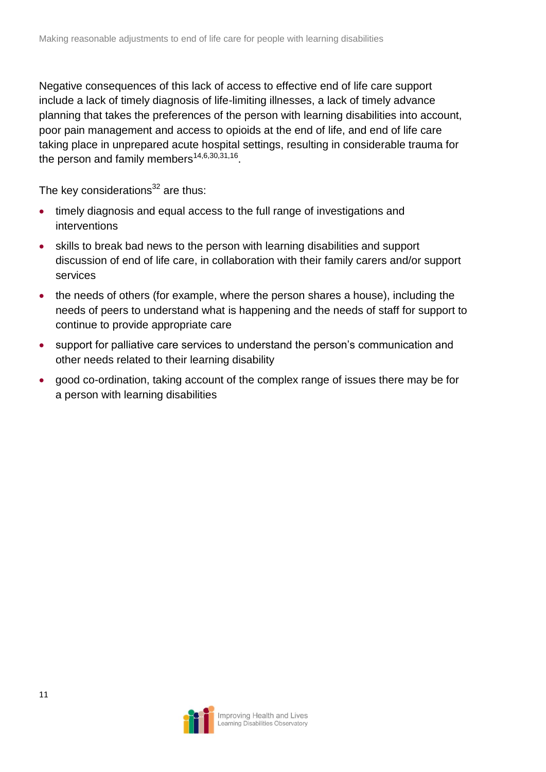Negative consequences of this lack of access to effective end of life care support include a lack of timely diagnosis of life-limiting illnesses, a lack of timely advance planning that takes the preferences of the person with learning disabilities into account, poor pain management and access to opioids at the end of life, and end of life care taking place in unprepared acute hospital settings, resulting in considerable trauma for the person and family members[14,6,30,31,16].

The key considerations[32] are thus:

- timely diagnosis and equal access to the full range of investigations and interventions
- skills to break bad news to the person with learning disabilities and support discussion of end of life care, in collaboration with their family carers and/or support services
- the needs of others (for example, where the person shares a house), including the needs of peers to understand what is happening and the needs of staff for support to continue to provide appropriate care
- support for palliative care services to understand the person's communication and other needs related to their learning disability
- good co-ordination, taking account of the complex range of issues there may be for a person with learning disabilities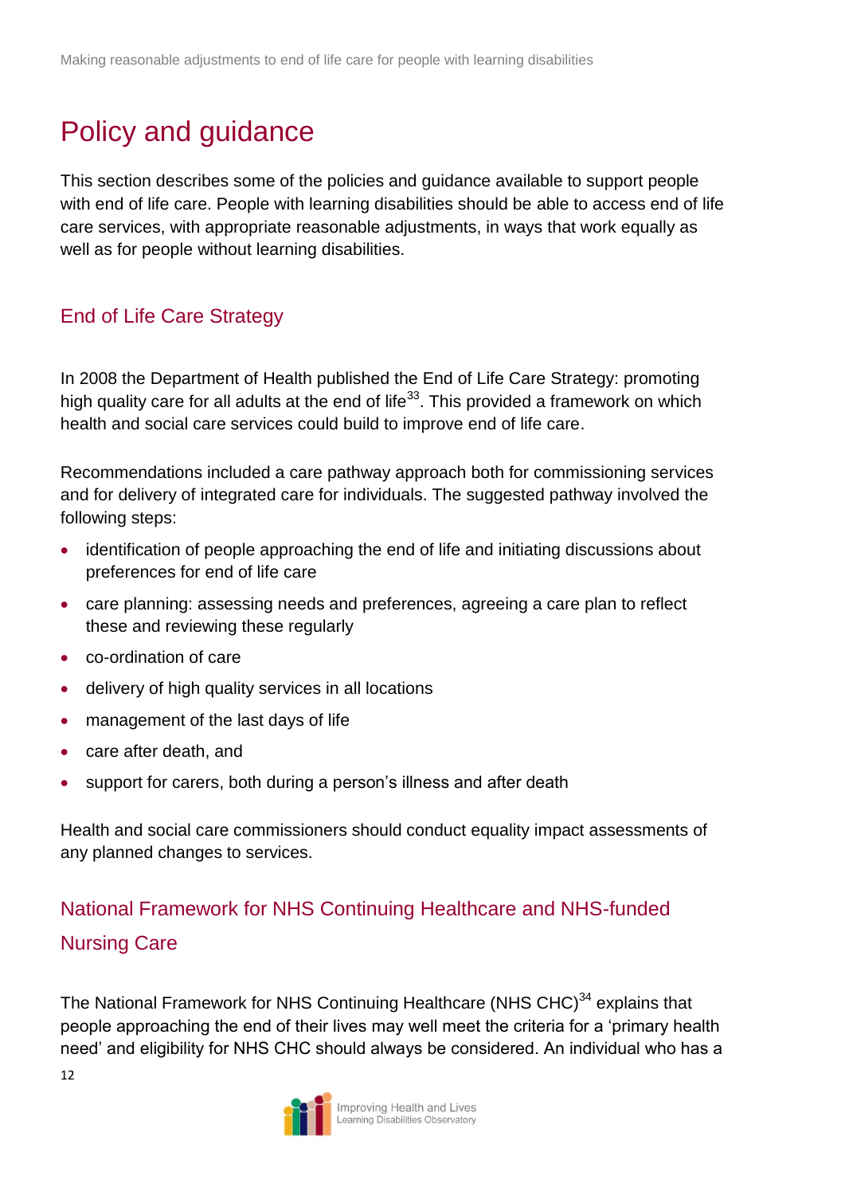# Policy and guidance

This section describes some of the policies and guidance available to support people with end of life care. People with learning disabilities should be able to access end of life care services, with appropriate reasonable adjustments, in ways that work equally as well as for people without learning disabilities.

## End of Life Care Strategy

In 2008 the Department of Health published the End of Life Care Strategy: promoting high quality care for all adults at the end of life[33]. This provided a framework on which health and social care services could build to improve end of life care.

Recommendations included a care pathway approach both for commissioning services and for delivery of integrated care for individuals. The suggested pathway involved the following steps:

- identification of people approaching the end of life and initiating discussions about preferences for end of life care
- care planning: assessing needs and preferences, agreeing a care plan to reflect these and reviewing these regularly
- co-ordination of care
- delivery of high quality services in all locations
- management of the last days of life
- care after death, and
- support for carers, both during a person's illness and after death

Health and social care commissioners should conduct equality impact assessments of any planned changes to services.

## National Framework for NHS Continuing Healthcare and NHS-funded Nursing Care

The National Framework for NHS Continuing Healthcare (NHS CHC)[34] explains that people approaching the end of their lives may well meet the criteria for a 'primary health need' and eligibility for NHS CHC should always be considered. An individual who has a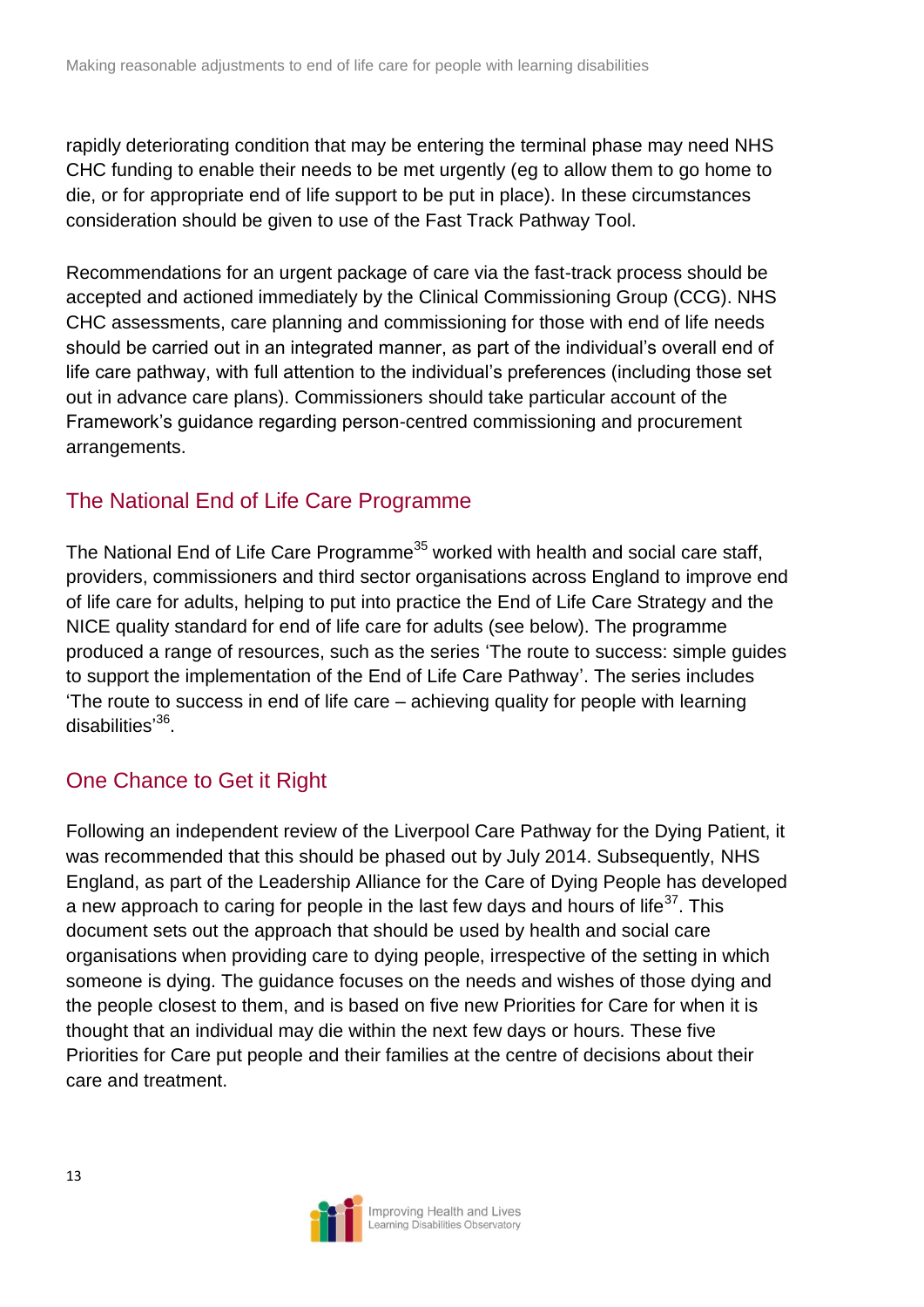rapidly deteriorating condition that may be entering the terminal phase may need NHS CHC funding to enable their needs to be met urgently (eg to allow them to go home to die, or for appropriate end of life support to be put in place). In these circumstances consideration should be given to use of the Fast Track Pathway Tool.

Recommendations for an urgent package of care via the fast-track process should be accepted and actioned immediately by the Clinical Commissioning Group (CCG). NHS CHC assessments, care planning and commissioning for those with end of life needs should be carried out in an integrated manner, as part of the individual's overall end of life care pathway, with full attention to the individual's preferences (including those set out in advance care plans). Commissioners should take particular account of the Framework's guidance regarding person-centred commissioning and procurement arrangements.

## The National End of Life Care Programme

The National End of Life Care Programme[35] worked with health and social care staff, providers, commissioners and third sector organisations across England to improve end of life care for adults, helping to put into practice the End of Life Care Strategy and the NICE quality standard for end of life care for adults (see below). The programme produced a range of resources, such as the series 'The route to success: simple guides to support the implementation of the End of Life Care Pathway'. The series includes 'The route to success in end of life care – achieving quality for people with learning disabilities'[36].

## One Chance to Get it Right

Following an independent review of the Liverpool Care Pathway for the Dying Patient, it was recommended that this should be phased out by July 2014. Subsequently, NHS England, as part of the Leadership Alliance for the Care of Dying People has developed a new approach to caring for people in the last few days and hours of life[37]. This document sets out the approach that should be used by health and social care organisations when providing care to dying people, irrespective of the setting in which someone is dying. The guidance focuses on the needs and wishes of those dying and the people closest to them, and is based on five new Priorities for Care for when it is thought that an individual may die within the next few days or hours. These five Priorities for Care put people and their families at the centre of decisions about their care and treatment.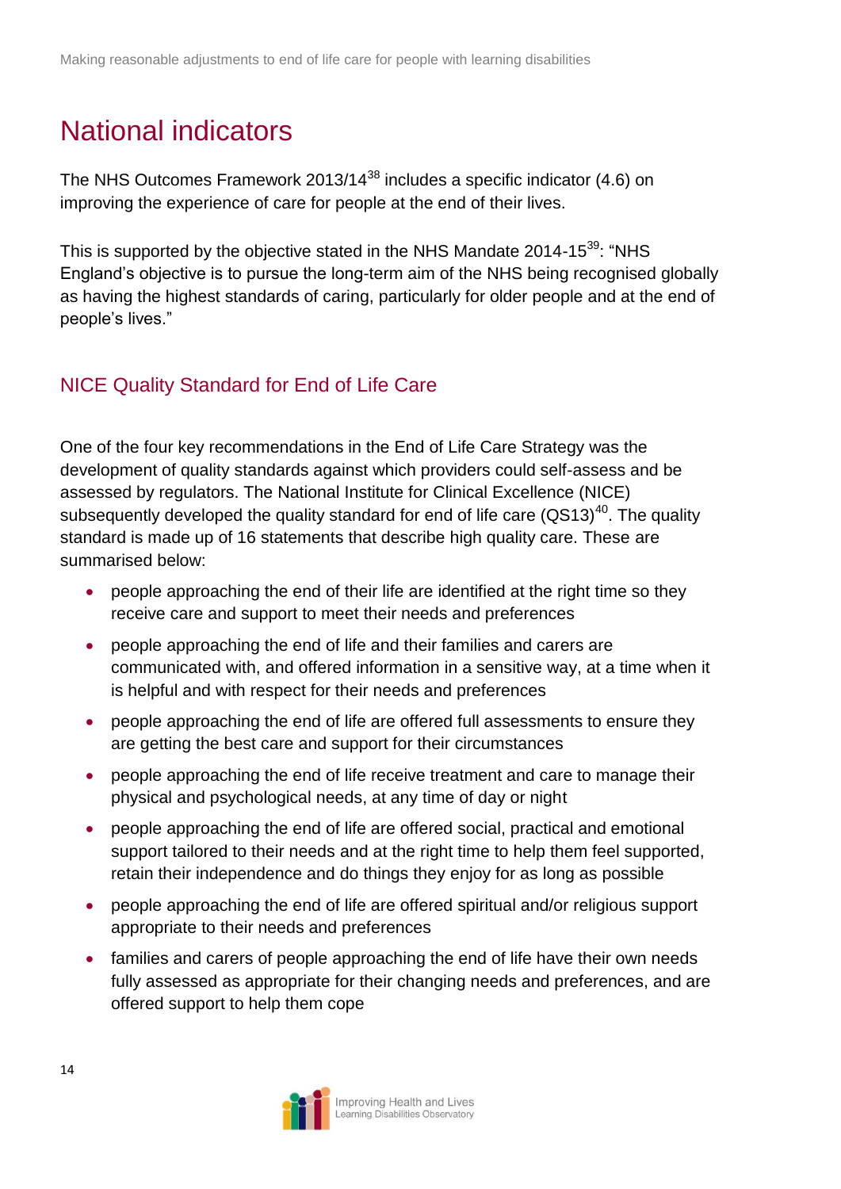# National indicators

The NHS Outcomes Framework 2013/14[38] includes a specific indicator (4.6) on improving the experience of care for people at the end of their lives.

This is supported by the objective stated in the NHS Mandate 2014-15[39]: "NHS England's objective is to pursue the long-term aim of the NHS being recognised globally as having the highest standards of caring, particularly for older people and at the end of people's lives."

## NICE Quality Standard for End of Life Care

One of the four key recommendations in the End of Life Care Strategy was the development of quality standards against which providers could self-assess and be assessed by regulators. The National Institute for Clinical Excellence (NICE) subsequently developed the quality standard for end of life care (QS13)[40]. The quality standard is made up of 16 statements that describe high quality care. These are summarised below:

- people approaching the end of their life are identified at the right time so they receive care and support to meet their needs and preferences
- people approaching the end of life and their families and carers are communicated with, and offered information in a sensitive way, at a time when it is helpful and with respect for their needs and preferences
- people approaching the end of life are offered full assessments to ensure they are getting the best care and support for their circumstances
- people approaching the end of life receive treatment and care to manage their physical and psychological needs, at any time of day or night
- people approaching the end of life are offered social, practical and emotional support tailored to their needs and at the right time to help them feel supported, retain their independence and do things they enjoy for as long as possible
- people approaching the end of life are offered spiritual and/or religious support appropriate to their needs and preferences
- families and carers of people approaching the end of life have their own needs fully assessed as appropriate for their changing needs and preferences, and are offered support to help them cope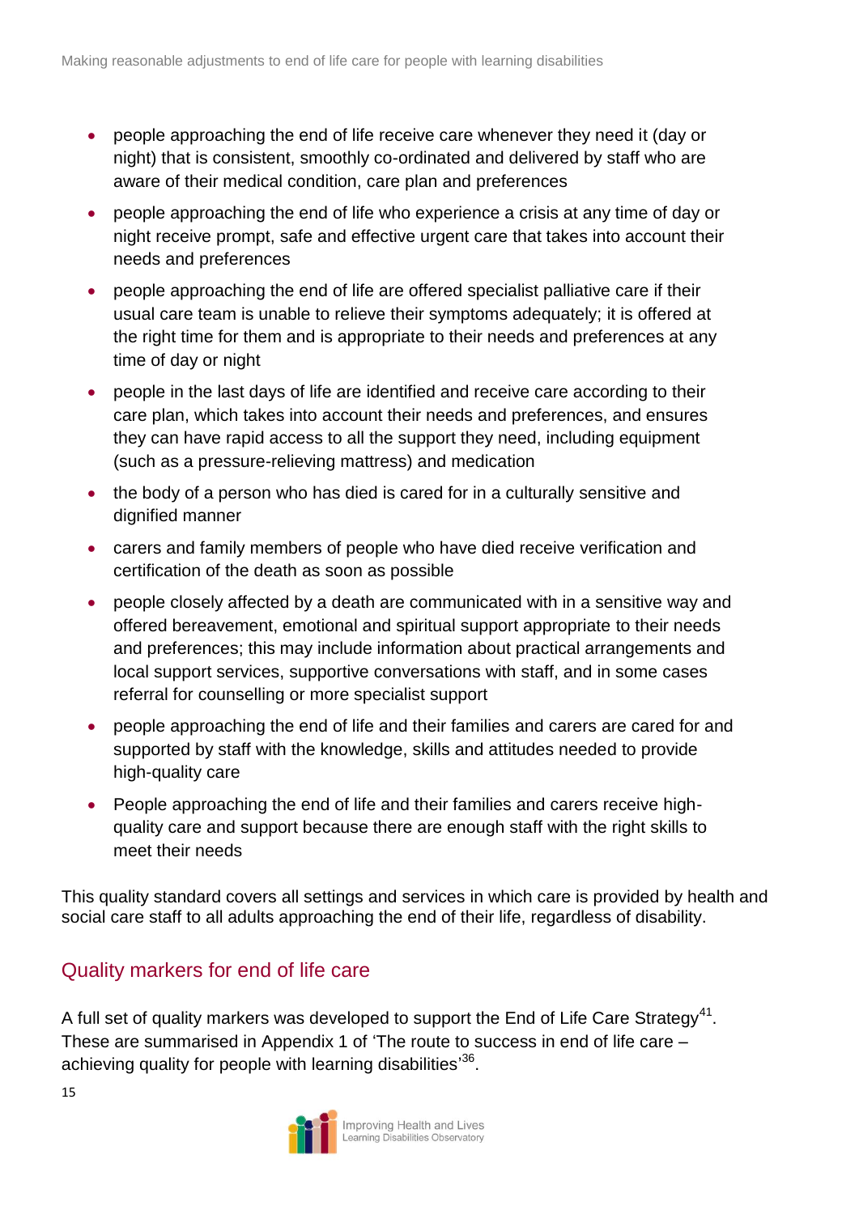- people approaching the end of life receive care whenever they need it (day or night) that is consistent, smoothly co-ordinated and delivered by staff who are aware of their medical condition, care plan and preferences
- people approaching the end of life who experience a crisis at any time of day or night receive prompt, safe and effective urgent care that takes into account their needs and preferences
- people approaching the end of life are offered specialist palliative care if their usual care team is unable to relieve their symptoms adequately; it is offered at the right time for them and is appropriate to their needs and preferences at any time of day or night
- people in the last days of life are identified and receive care according to their care plan, which takes into account their needs and preferences, and ensures they can have rapid access to all the support they need, including equipment (such as a pressure-relieving mattress) and medication
- the body of a person who has died is cared for in a culturally sensitive and dignified manner
- carers and family members of people who have died receive verification and certification of the death as soon as possible
- people closely affected by a death are communicated with in a sensitive way and offered bereavement, emotional and spiritual support appropriate to their needs and preferences; this may include information about practical arrangements and local support services, supportive conversations with staff, and in some cases referral for counselling or more specialist support
- people approaching the end of life and their families and carers are cared for and supported by staff with the knowledge, skills and attitudes needed to provide high-quality care
- People approaching the end of life and their families and carers receive high-quality care and support because there are enough staff with the right skills to meet their needs

This quality standard covers all settings and services in which care is provided by health and social care staff to all adults approaching the end of their life, regardless of disability.

## Quality markers for end of life care

A full set of quality markers was developed to support the End of Life Care Strategy[41]. These are summarised in Appendix 1 of 'The route to success in end of life care – achieving quality for people with learning disabilities'[36].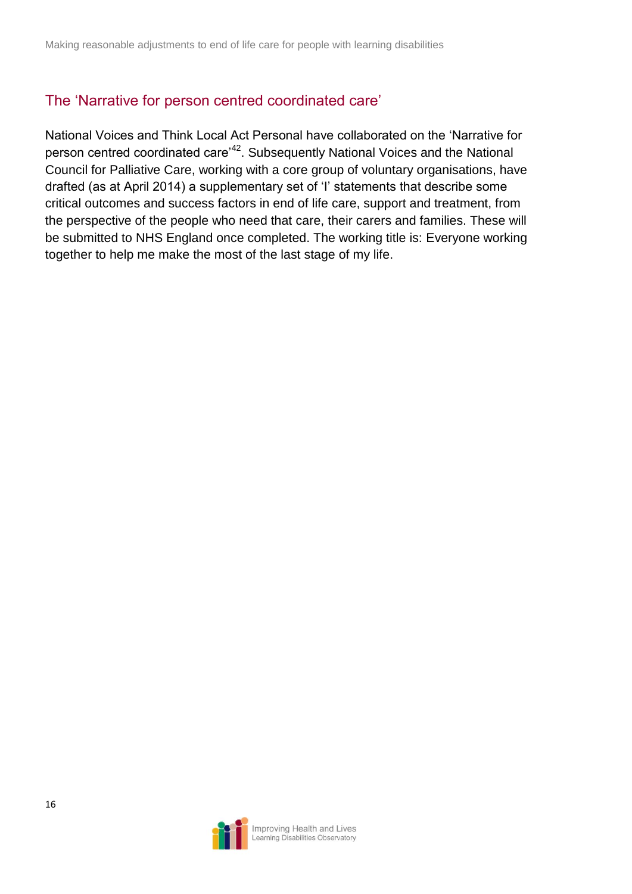## The 'Narrative for person centred coordinated care'

National Voices and Think Local Act Personal have collaborated on the 'Narrative for person centred coordinated care'[42]. Subsequently National Voices and the National Council for Palliative Care, working with a core group of voluntary organisations, have drafted (as at April 2014) a supplementary set of 'I' statements that describe some critical outcomes and success factors in end of life care, support and treatment, from the perspective of the people who need that care, their carers and families. These will be submitted to NHS England once completed. The working title is: Everyone working together to help me make the most of the last stage of my life.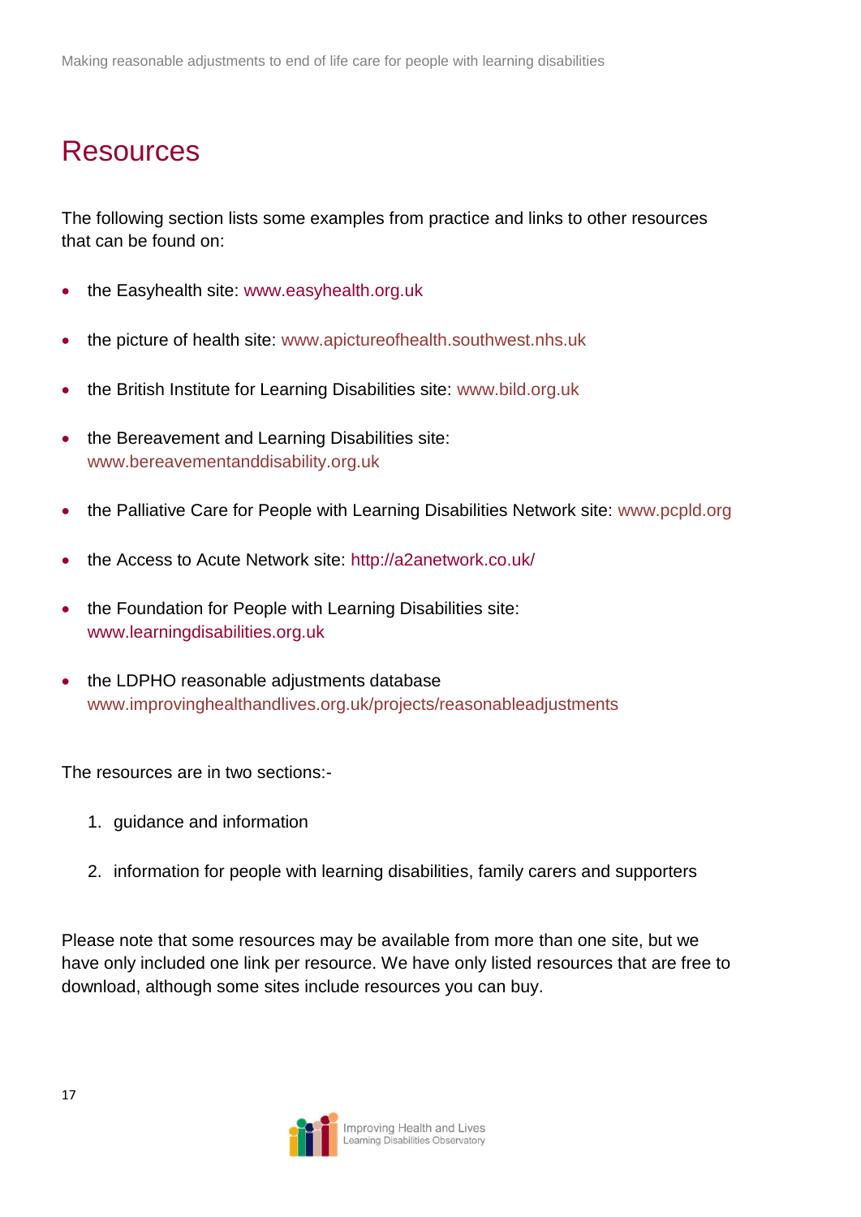# Resources

The following section lists some examples from practice and links to other resources that can be found on:

- the Easyhealth site: www.easyhealth.org.uk
- the picture of health site: www.apictureofhealth.southwest.nhs.uk
- the British Institute for Learning Disabilities site: www.bild.org.uk
- the Bereavement and Learning Disabilities site: www.bereavementanddisability.org.uk
- the Palliative Care for People with Learning Disabilities Network site: www.pcpld.org
- the Access to Acute Network site: http://a2anetwork.co.uk/
- the Foundation for People with Learning Disabilities site: www.learningdisabilities.org.uk
- the LDPHO reasonable adjustments database www.improvinghealthandlives.org.uk/projects/reasonableadjustments

The resources are in two sections:-

1. guidance and information
2. information for people with learning disabilities, family carers and supporters

Please note that some resources may be available from more than one site, but we have only included one link per resource. We have only listed resources that are free to download, although some sites include resources you can buy.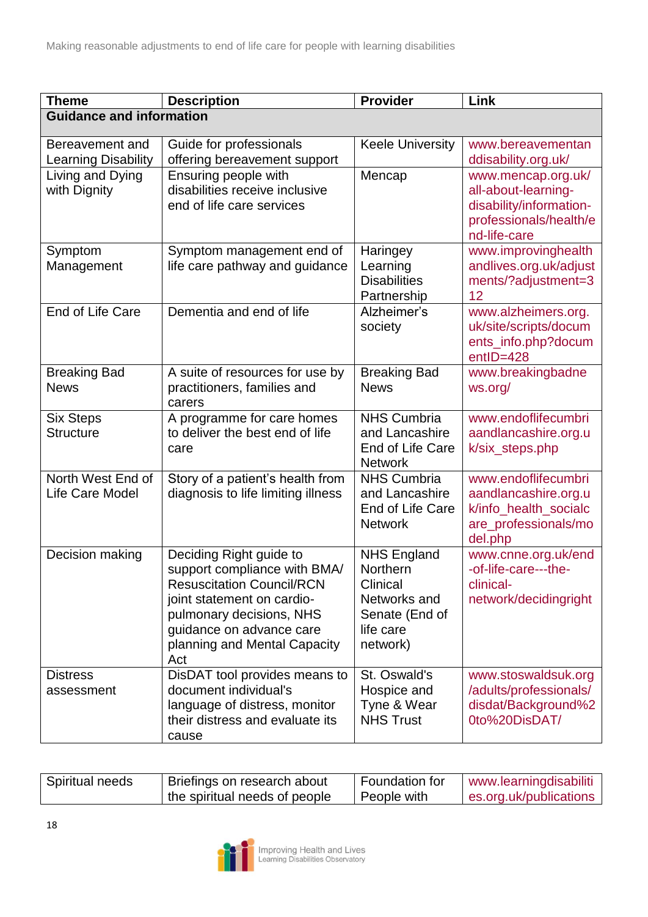| Theme | Description | Provider | Link |
|---|---|---|---|
| **Guidance and information** | | | |
| Bereavement and Learning Disability | Guide for professionals offering bereavement support | Keele University | www.bereavementanddisability.org.uk/ |
| Living and Dying with Dignity | Ensuring people with disabilities receive inclusive end of life care services | Mencap | www.mencap.org.uk/all-about-learning-disability/information-professionals/health/end-life-care |
| Symptom Management | Symptom management end of life care pathway and guidance | Haringey Learning Disabilities Partnership | www.improvinghealthandlives.org.uk/adjustments/?adjustment=312 |
| End of Life Care | Dementia and end of life | Alzheimer's society | www.alzheimers.org.uk/site/scripts/documents_info.php?documentID=428 |
| Breaking Bad News | A suite of resources for use by practitioners, families and carers | Breaking Bad News | www.breakingbadnews.org/ |
| Six Steps Structure | A programme for care homes to deliver the best end of life care | NHS Cumbria and Lancashire End of Life Care Network | www.endoflifecumbriaandlancashire.org.uk/six_steps.php |
| North West End of Life Care Model | Story of a patient's health from diagnosis to life limiting illness | NHS Cumbria and Lancashire End of Life Care Network | www.endoflifecumbriaandlancashire.org.uk/info_health_socialcare_professionals/model.php |
| Decision making | Deciding Right guide to support compliance with BMA/ Resuscitation Council/RCN joint statement on cardio-pulmonary decisions, NHS guidance on advance care planning and Mental Capacity Act | NHS England Northern Clinical Networks and Senate (End of life care network) | www.cnne.org.uk/end-of-life-care---the-clinical-network/decidingright |
| Distress assessment | DisDAT tool provides means to document individual's language of distress, monitor their distress and evaluate its cause | St. Oswald's Hospice and Tyne & Wear NHS Trust | www.stoswaldsuk.org/adults/professionals/disdat/Background%20to%20DisDAT/ |
| Spiritual needs | Briefings on research about the spiritual needs of people | Foundation for People with | www.learningdisabilities.org.uk/publications |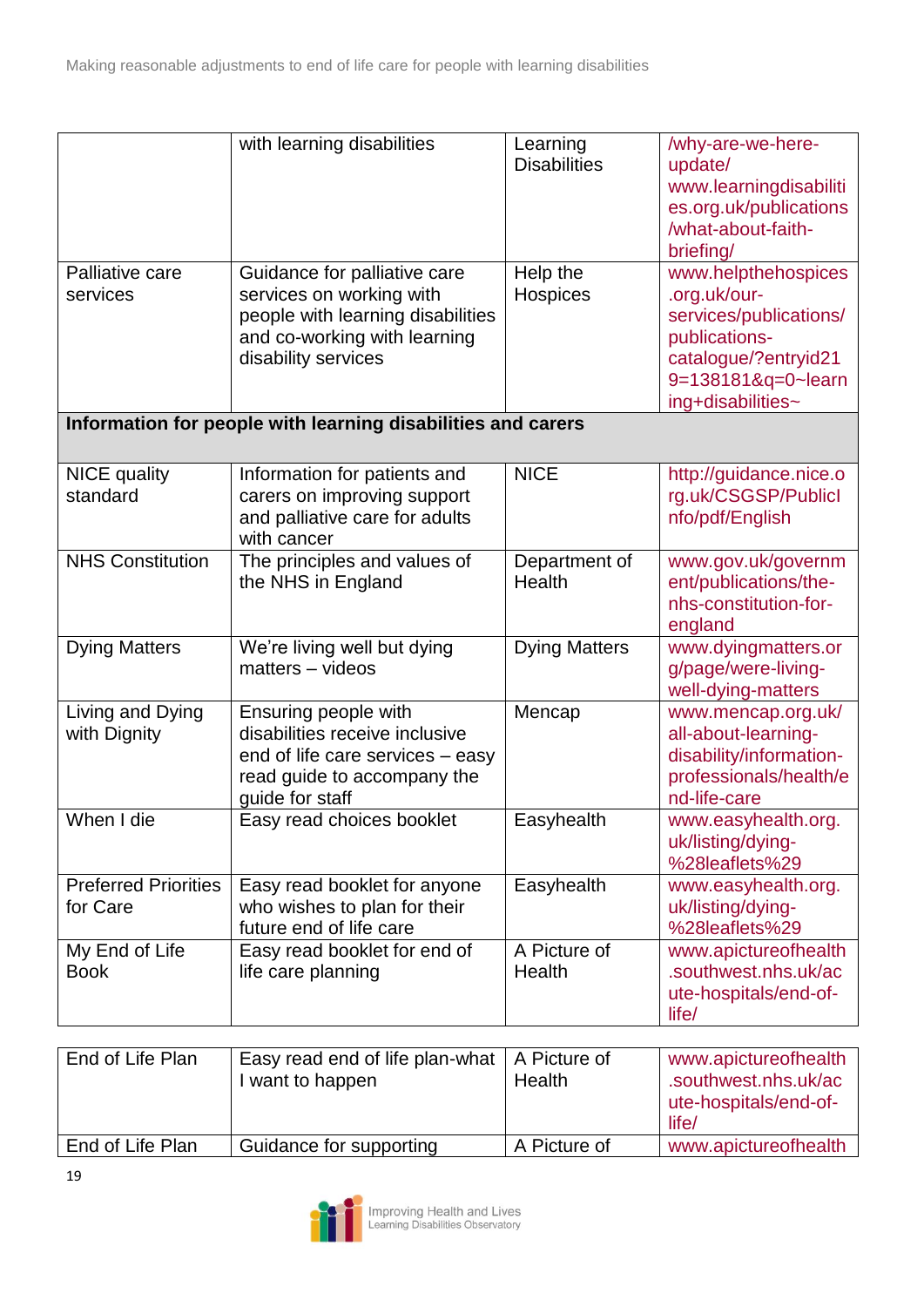| | | | |
|---|---|---|---|
| | with learning disabilities | Learning Disabilities | /why-are-we-here-update/ www.learningdisabilities.org.uk/publications/what-about-faith-briefing/ |
| Palliative care services | Guidance for palliative care services on working with people with learning disabilities and co-working with learning disability services | Help the Hospices | www.helpthehospices.org.uk/our-services/publications/publications-catalogue/?entryid219=138181&q=0~learning+disabilities~ |
| **Information for people with learning disabilities and carers** | | | |
| NICE quality standard | Information for patients and carers on improving support and palliative care for adults with cancer | NICE | http://guidance.nice.org.uk/CSGSP/PublicInfo/pdf/English |
| NHS Constitution | The principles and values of the NHS in England | Department of Health | www.gov.uk/government/publications/the-nhs-constitution-for-england |
| Dying Matters | We're living well but dying matters – videos | Dying Matters | www.dyingmatters.org/page/were-living-well-dying-matters |
| Living and Dying with Dignity | Ensuring people with disabilities receive inclusive end of life care services – easy read guide to accompany the guide for staff | Mencap | www.mencap.org.uk/all-about-learning-disability/information-professionals/health/end-life-care |
| When I die | Easy read choices booklet | Easyhealth | www.easyhealth.org.uk/listing/dying-%28leaflets%29 |
| Preferred Priorities for Care | Easy read booklet for anyone who wishes to plan for their future end of life care | Easyhealth | www.easyhealth.org.uk/listing/dying-%28leaflets%29 |
| My End of Life Book | Easy read booklet for end of life care planning | A Picture of Health | www.apictureofhealth.southwest.nhs.uk/acute-hospitals/end-of-life/ |
| End of Life Plan | Easy read end of life plan-what I want to happen | A Picture of Health | www.apictureofhealth.southwest.nhs.uk/acute-hospitals/end-of-life/ |
| End of Life Plan | Guidance for supporting | A Picture of | www.apictureofhealth |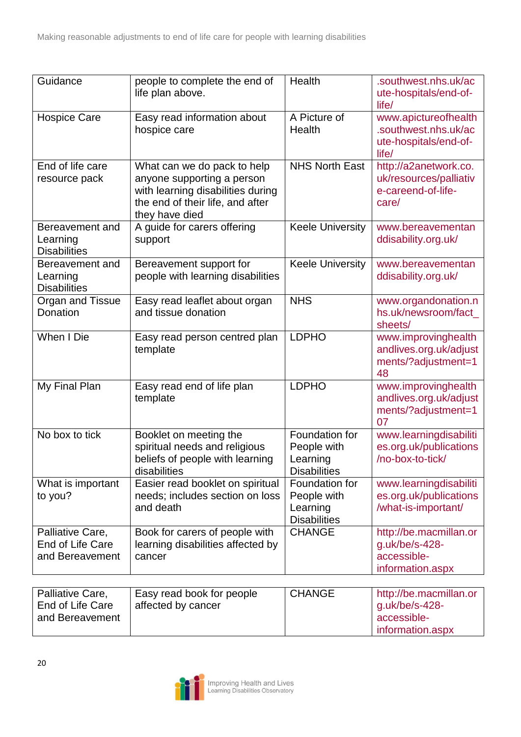| | | | |
|---|---|---|---|
| Guidance | people to complete the end of life plan above. | Health | .southwest.nhs.uk/acute-hospitals/end-of-life/ |
| Hospice Care | Easy read information about hospice care | A Picture of Health | www.apictureofhealth.southwest.nhs.uk/acute-hospitals/end-of-life/ |
| End of life care resource pack | What can we do pack to help anyone supporting a person with learning disabilities during the end of their life, and after they have died | NHS North East | http://a2anetwork.co.uk/resources/palliative-careend-of-life-care/ |
| Bereavement and Learning Disabilities | A guide for carers offering support | Keele University | www.bereavementanddisability.org.uk/ |
| Bereavement and Learning Disabilities | Bereavement support for people with learning disabilities | Keele University | www.bereavementanddisability.org.uk/ |
| Organ and Tissue Donation | Easy read leaflet about organ and tissue donation | NHS | www.organdonation.nhs.uk/newsroom/fact_sheets/ |
| When I Die | Easy read person centred plan template | LDPHO | www.improvinghealthandlives.org.uk/adjustments/?adjustment=148 |
| My Final Plan | Easy read end of life plan template | LDPHO | www.improvinghealthandlives.org.uk/adjustments/?adjustment=107 |
| No box to tick | Booklet on meeting the spiritual needs and religious beliefs of people with learning disabilities | Foundation for People with Learning Disabilities | www.learningdisabilities.org.uk/publications/no-box-to-tick/ |
| What is important to you? | Easier read booklet on spiritual needs; includes section on loss and death | Foundation for People with Learning Disabilities | www.learningdisabilities.org.uk/publications/what-is-important/ |
| Palliative Care, End of Life Care and Bereavement | Book for carers of people with learning disabilities affected by cancer | CHANGE | http://be.macmillan.org.uk/be/s-428-accessible-information.aspx |
| Palliative Care, End of Life Care and Bereavement | Easy read book for people affected by cancer | CHANGE | http://be.macmillan.org.uk/be/s-428-accessible-information.aspx |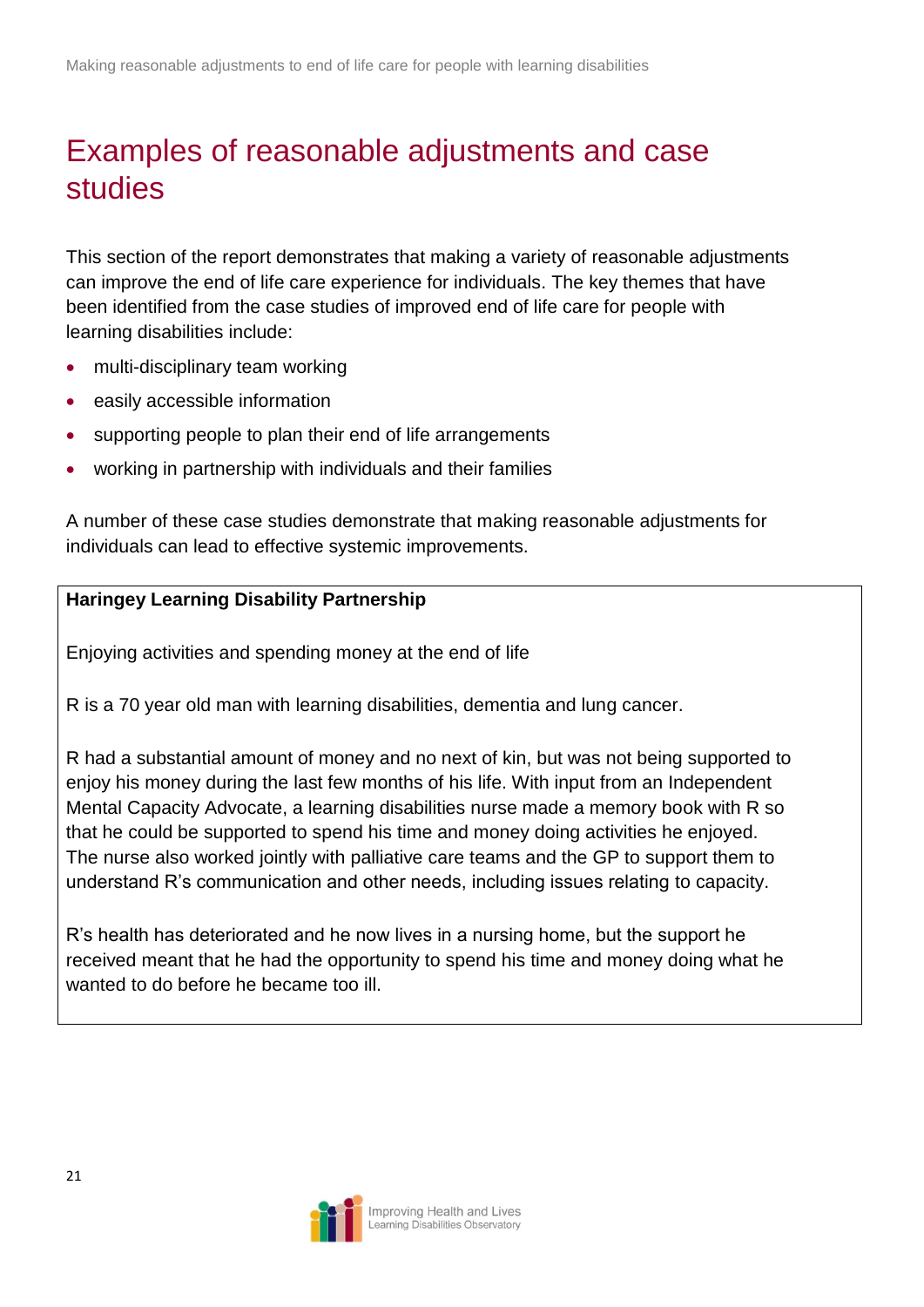# Examples of reasonable adjustments and case studies

This section of the report demonstrates that making a variety of reasonable adjustments can improve the end of life care experience for individuals. The key themes that have been identified from the case studies of improved end of life care for people with learning disabilities include:

- multi-disciplinary team working
- easily accessible information
- supporting people to plan their end of life arrangements
- working in partnership with individuals and their families

A number of these case studies demonstrate that making reasonable adjustments for individuals can lead to effective systemic improvements.

**Haringey Learning Disability Partnership**

Enjoying activities and spending money at the end of life

R is a 70 year old man with learning disabilities, dementia and lung cancer.

R had a substantial amount of money and no next of kin, but was not being supported to enjoy his money during the last few months of his life. With input from an Independent Mental Capacity Advocate, a learning disabilities nurse made a memory book with R so that he could be supported to spend his time and money doing activities he enjoyed. The nurse also worked jointly with palliative care teams and the GP to support them to understand R's communication and other needs, including issues relating to capacity.

R's health has deteriorated and he now lives in a nursing home, but the support he received meant that he had the opportunity to spend his time and money doing what he wanted to do before he became too ill.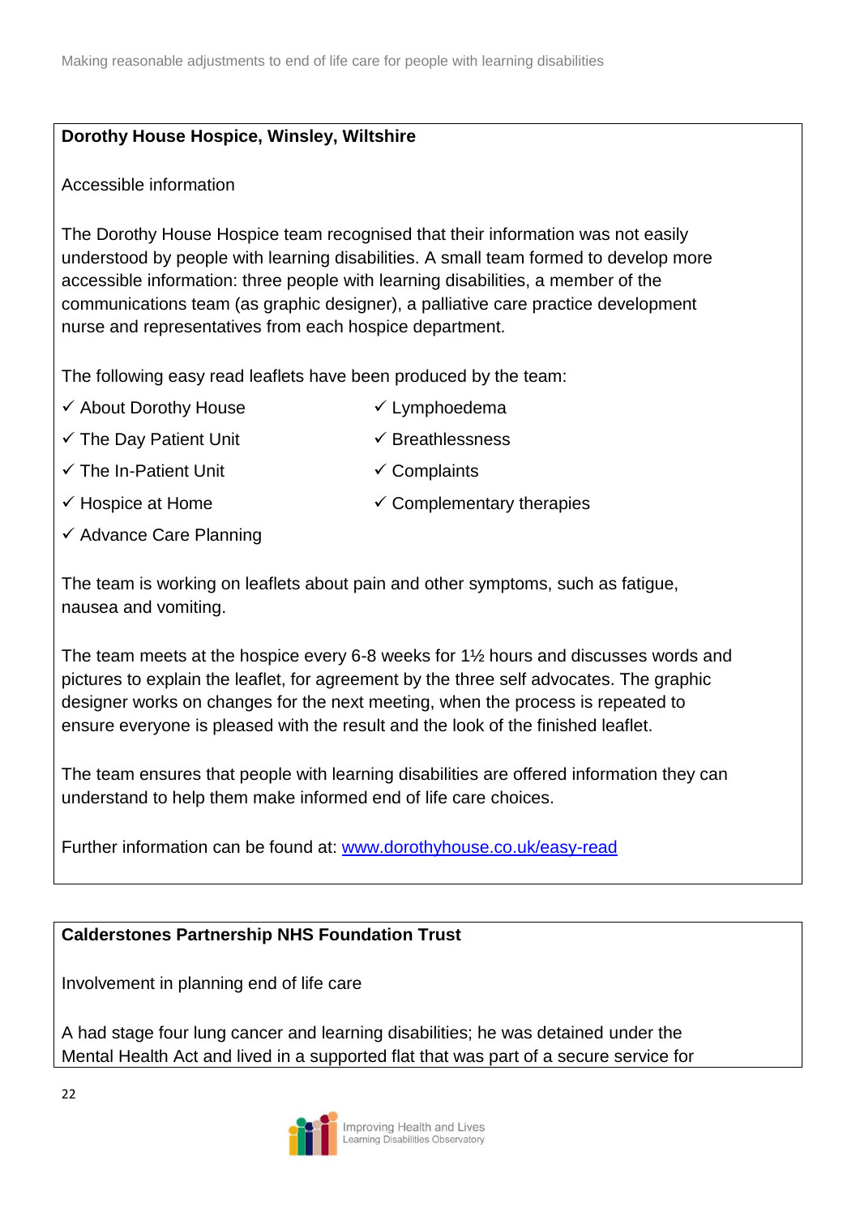**Dorothy House Hospice, Winsley, Wiltshire**

Accessible information

The Dorothy House Hospice team recognised that their information was not easily understood by people with learning disabilities. A small team formed to develop more accessible information: three people with learning disabilities, a member of the communications team (as graphic designer), a palliative care practice development nurse and representatives from each hospice department.

The following easy read leaflets have been produced by the team:

- ✓ About Dorothy House
- ✓ The Day Patient Unit
- ✓ The In-Patient Unit
- ✓ Hospice at Home
- ✓ Advance Care Planning
- ✓ Lymphoedema
- ✓ Breathlessness
- ✓ Complaints
- ✓ Complementary therapies

The team is working on leaflets about pain and other symptoms, such as fatigue, nausea and vomiting.

The team meets at the hospice every 6-8 weeks for 1½ hours and discusses words and pictures to explain the leaflet, for agreement by the three self advocates. The graphic designer works on changes for the next meeting, when the process is repeated to ensure everyone is pleased with the result and the look of the finished leaflet.

The team ensures that people with learning disabilities are offered information they can understand to help them make informed end of life care choices.

Further information can be found at: www.dorothyhouse.co.uk/easy-read

**Calderstones Partnership NHS Foundation Trust**

Involvement in planning end of life care

A had stage four lung cancer and learning disabilities; he was detained under the Mental Health Act and lived in a supported flat that was part of a secure service for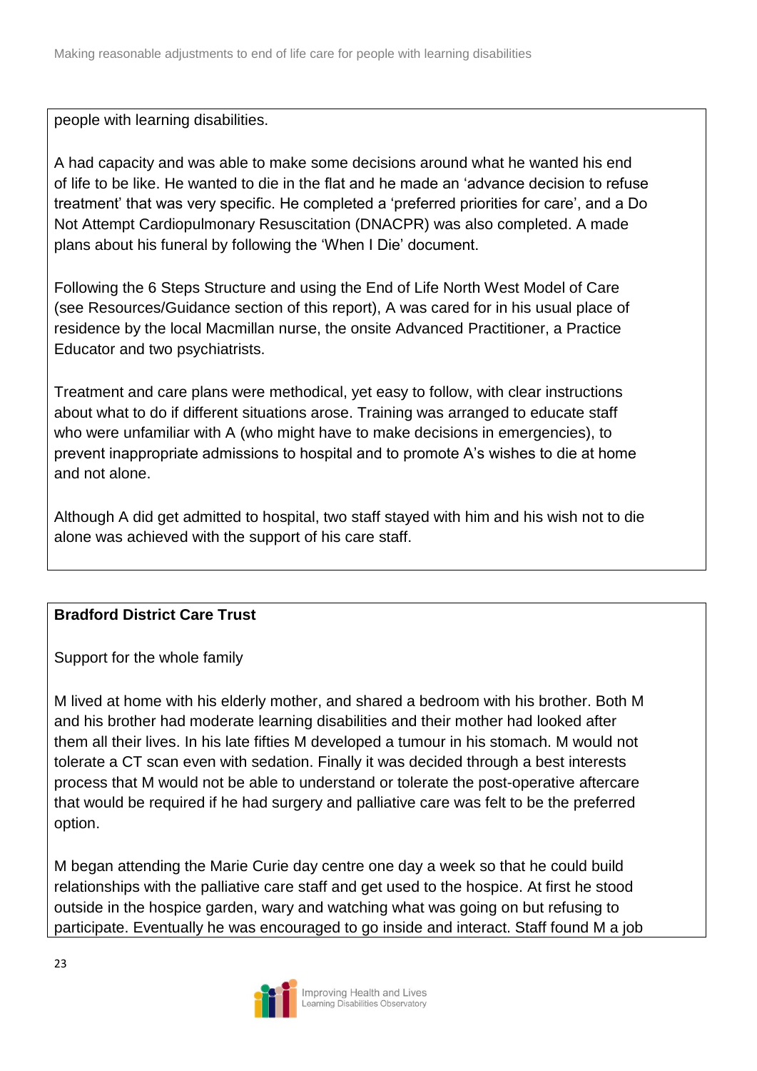people with learning disabilities.

A had capacity and was able to make some decisions around what he wanted his end of life to be like. He wanted to die in the flat and he made an 'advance decision to refuse treatment' that was very specific. He completed a 'preferred priorities for care', and a Do Not Attempt Cardiopulmonary Resuscitation (DNACPR) was also completed. A made plans about his funeral by following the 'When I Die' document.

Following the 6 Steps Structure and using the End of Life North West Model of Care (see Resources/Guidance section of this report), A was cared for in his usual place of residence by the local Macmillan nurse, the onsite Advanced Practitioner, a Practice Educator and two psychiatrists.

Treatment and care plans were methodical, yet easy to follow, with clear instructions about what to do if different situations arose. Training was arranged to educate staff who were unfamiliar with A (who might have to make decisions in emergencies), to prevent inappropriate admissions to hospital and to promote A's wishes to die at home and not alone.

Although A did get admitted to hospital, two staff stayed with him and his wish not to die alone was achieved with the support of his care staff.

**Bradford District Care Trust**

Support for the whole family

M lived at home with his elderly mother, and shared a bedroom with his brother. Both M and his brother had moderate learning disabilities and their mother had looked after them all their lives. In his late fifties M developed a tumour in his stomach. M would not tolerate a CT scan even with sedation. Finally it was decided through a best interests process that M would not be able to understand or tolerate the post-operative aftercare that would be required if he had surgery and palliative care was felt to be the preferred option.

M began attending the Marie Curie day centre one day a week so that he could build relationships with the palliative care staff and get used to the hospice. At first he stood outside in the hospice garden, wary and watching what was going on but refusing to participate. Eventually he was encouraged to go inside and interact. Staff found M a job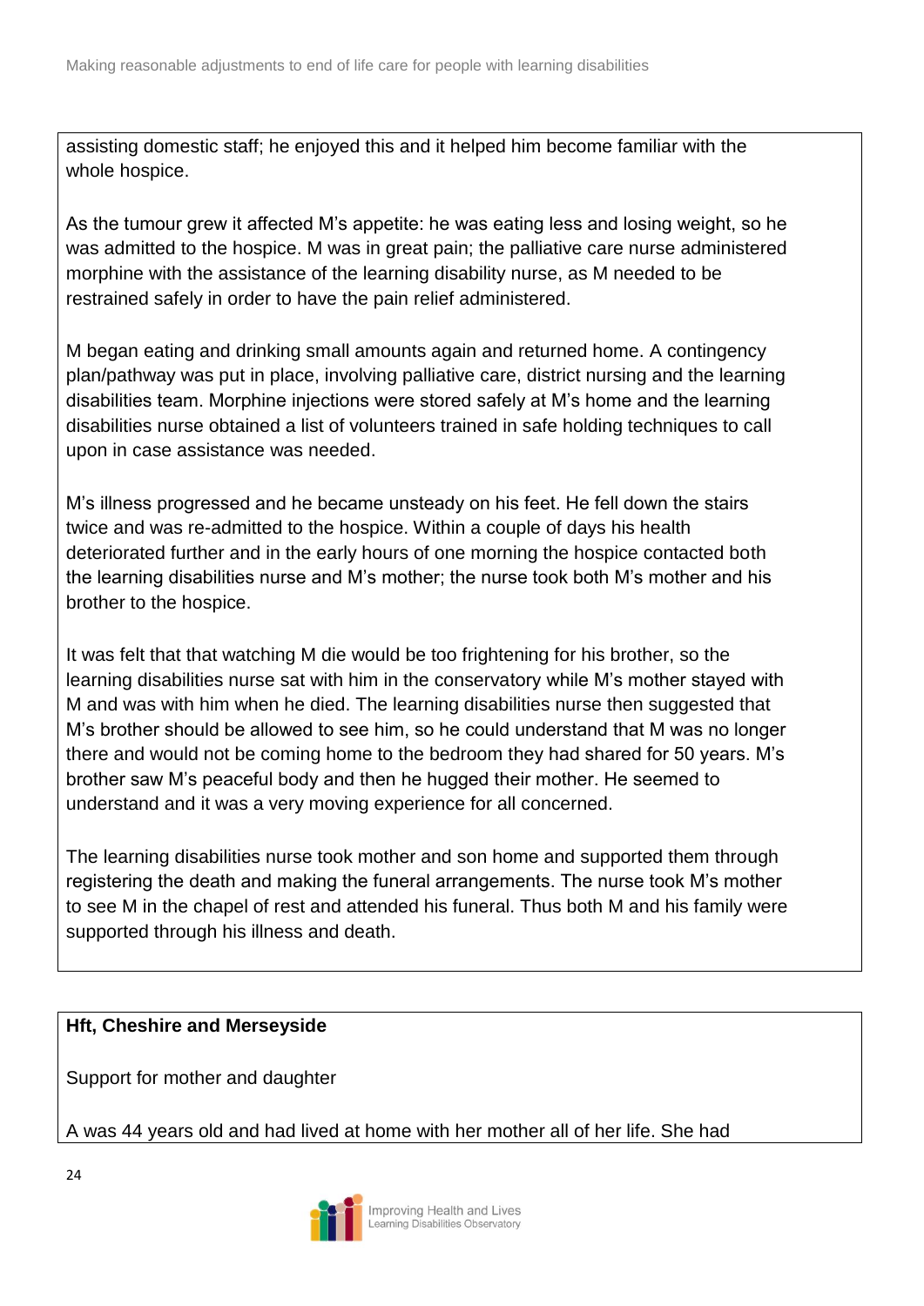assisting domestic staff; he enjoyed this and it helped him become familiar with the whole hospice.

As the tumour grew it affected M's appetite: he was eating less and losing weight, so he was admitted to the hospice. M was in great pain; the palliative care nurse administered morphine with the assistance of the learning disability nurse, as M needed to be restrained safely in order to have the pain relief administered.

M began eating and drinking small amounts again and returned home. A contingency plan/pathway was put in place, involving palliative care, district nursing and the learning disabilities team. Morphine injections were stored safely at M's home and the learning disabilities nurse obtained a list of volunteers trained in safe holding techniques to call upon in case assistance was needed.

M's illness progressed and he became unsteady on his feet. He fell down the stairs twice and was re-admitted to the hospice. Within a couple of days his health deteriorated further and in the early hours of one morning the hospice contacted both the learning disabilities nurse and M's mother; the nurse took both M's mother and his brother to the hospice.

It was felt that that watching M die would be too frightening for his brother, so the learning disabilities nurse sat with him in the conservatory while M's mother stayed with M and was with him when he died. The learning disabilities nurse then suggested that M's brother should be allowed to see him, so he could understand that M was no longer there and would not be coming home to the bedroom they had shared for 50 years. M's brother saw M's peaceful body and then he hugged their mother. He seemed to understand and it was a very moving experience for all concerned.

The learning disabilities nurse took mother and son home and supported them through registering the death and making the funeral arrangements. The nurse took M's mother to see M in the chapel of rest and attended his funeral. Thus both M and his family were supported through his illness and death.

**Hft, Cheshire and Merseyside**

Support for mother and daughter

A was 44 years old and had lived at home with her mother all of her life. She had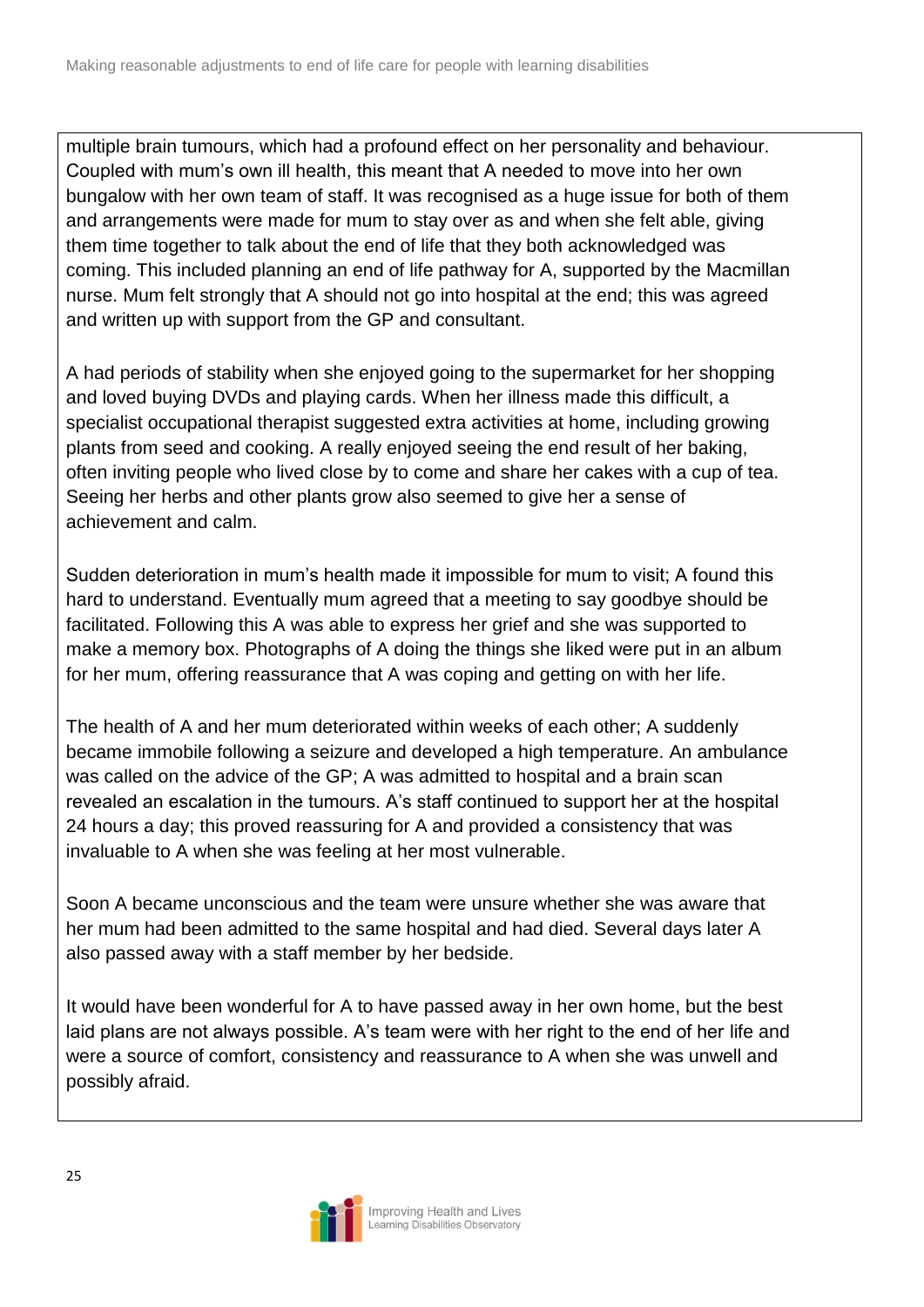multiple brain tumours, which had a profound effect on her personality and behaviour. Coupled with mum's own ill health, this meant that A needed to move into her own bungalow with her own team of staff. It was recognised as a huge issue for both of them and arrangements were made for mum to stay over as and when she felt able, giving them time together to talk about the end of life that they both acknowledged was coming. This included planning an end of life pathway for A, supported by the Macmillan nurse. Mum felt strongly that A should not go into hospital at the end; this was agreed and written up with support from the GP and consultant.

A had periods of stability when she enjoyed going to the supermarket for her shopping and loved buying DVDs and playing cards. When her illness made this difficult, a specialist occupational therapist suggested extra activities at home, including growing plants from seed and cooking. A really enjoyed seeing the end result of her baking, often inviting people who lived close by to come and share her cakes with a cup of tea. Seeing her herbs and other plants grow also seemed to give her a sense of achievement and calm.

Sudden deterioration in mum's health made it impossible for mum to visit; A found this hard to understand. Eventually mum agreed that a meeting to say goodbye should be facilitated. Following this A was able to express her grief and she was supported to make a memory box. Photographs of A doing the things she liked were put in an album for her mum, offering reassurance that A was coping and getting on with her life.

The health of A and her mum deteriorated within weeks of each other; A suddenly became immobile following a seizure and developed a high temperature. An ambulance was called on the advice of the GP; A was admitted to hospital and a brain scan revealed an escalation in the tumours. A's staff continued to support her at the hospital 24 hours a day; this proved reassuring for A and provided a consistency that was invaluable to A when she was feeling at her most vulnerable.

Soon A became unconscious and the team were unsure whether she was aware that her mum had been admitted to the same hospital and had died. Several days later A also passed away with a staff member by her bedside.

It would have been wonderful for A to have passed away in her own home, but the best laid plans are not always possible. A's team were with her right to the end of her life and were a source of comfort, consistency and reassurance to A when she was unwell and possibly afraid.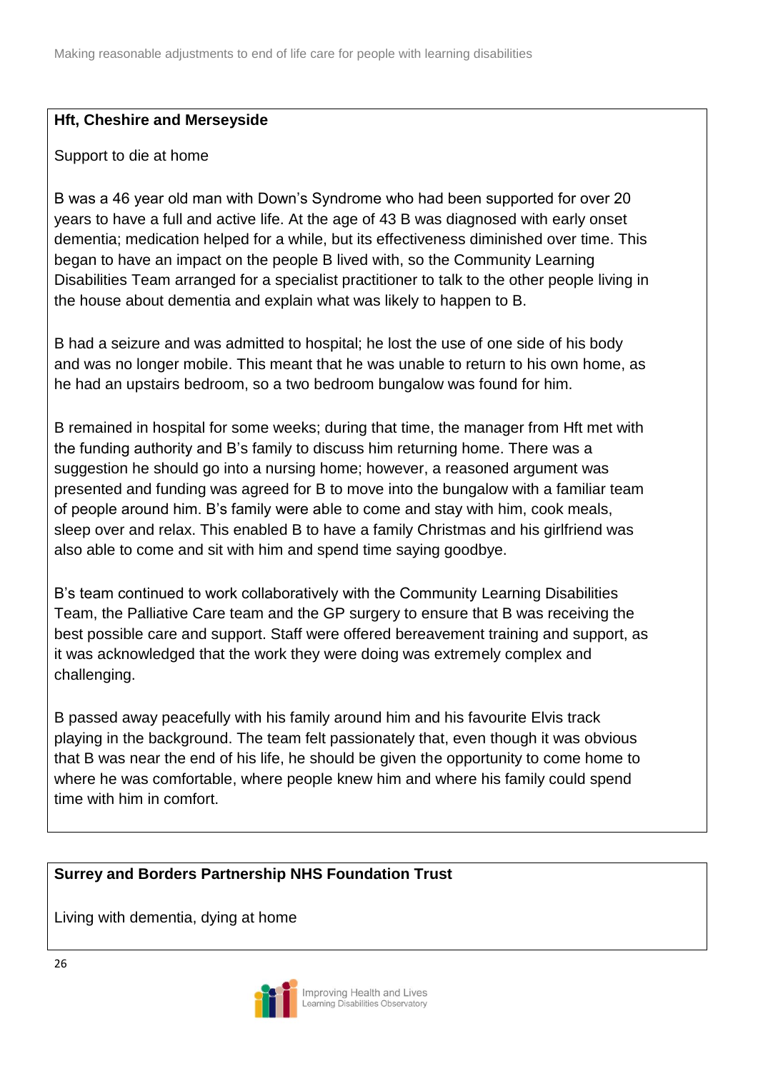**Hft, Cheshire and Merseyside**

Support to die at home

B was a 46 year old man with Down's Syndrome who had been supported for over 20 years to have a full and active life. At the age of 43 B was diagnosed with early onset dementia; medication helped for a while, but its effectiveness diminished over time. This began to have an impact on the people B lived with, so the Community Learning Disabilities Team arranged for a specialist practitioner to talk to the other people living in the house about dementia and explain what was likely to happen to B.

B had a seizure and was admitted to hospital; he lost the use of one side of his body and was no longer mobile. This meant that he was unable to return to his own home, as he had an upstairs bedroom, so a two bedroom bungalow was found for him.

B remained in hospital for some weeks; during that time, the manager from Hft met with the funding authority and B's family to discuss him returning home. There was a suggestion he should go into a nursing home; however, a reasoned argument was presented and funding was agreed for B to move into the bungalow with a familiar team of people around him. B's family were able to come and stay with him, cook meals, sleep over and relax. This enabled B to have a family Christmas and his girlfriend was also able to come and sit with him and spend time saying goodbye.

B's team continued to work collaboratively with the Community Learning Disabilities Team, the Palliative Care team and the GP surgery to ensure that B was receiving the best possible care and support. Staff were offered bereavement training and support, as it was acknowledged that the work they were doing was extremely complex and challenging.

B passed away peacefully with his family around him and his favourite Elvis track playing in the background. The team felt passionately that, even though it was obvious that B was near the end of his life, he should be given the opportunity to come home to where he was comfortable, where people knew him and where his family could spend time with him in comfort.

**Surrey and Borders Partnership NHS Foundation Trust**

Living with dementia, dying at home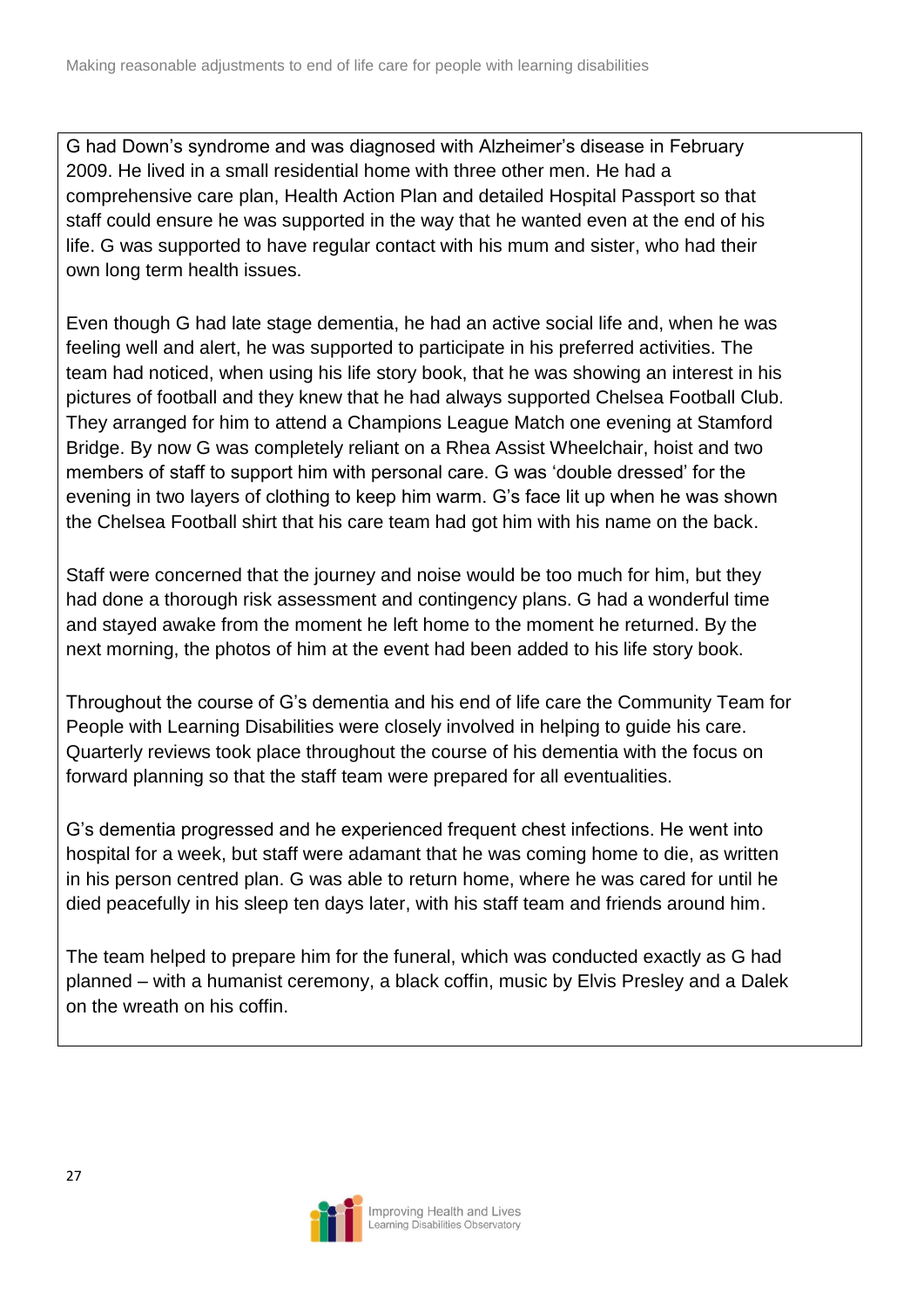G had Down's syndrome and was diagnosed with Alzheimer's disease in February 2009. He lived in a small residential home with three other men. He had a comprehensive care plan, Health Action Plan and detailed Hospital Passport so that staff could ensure he was supported in the way that he wanted even at the end of his life. G was supported to have regular contact with his mum and sister, who had their own long term health issues.

Even though G had late stage dementia, he had an active social life and, when he was feeling well and alert, he was supported to participate in his preferred activities. The team had noticed, when using his life story book, that he was showing an interest in his pictures of football and they knew that he had always supported Chelsea Football Club. They arranged for him to attend a Champions League Match one evening at Stamford Bridge. By now G was completely reliant on a Rhea Assist Wheelchair, hoist and two members of staff to support him with personal care. G was 'double dressed' for the evening in two layers of clothing to keep him warm. G's face lit up when he was shown the Chelsea Football shirt that his care team had got him with his name on the back.

Staff were concerned that the journey and noise would be too much for him, but they had done a thorough risk assessment and contingency plans. G had a wonderful time and stayed awake from the moment he left home to the moment he returned. By the next morning, the photos of him at the event had been added to his life story book.

Throughout the course of G's dementia and his end of life care the Community Team for People with Learning Disabilities were closely involved in helping to guide his care. Quarterly reviews took place throughout the course of his dementia with the focus on forward planning so that the staff team were prepared for all eventualities.

G's dementia progressed and he experienced frequent chest infections. He went into hospital for a week, but staff were adamant that he was coming home to die, as written in his person centred plan. G was able to return home, where he was cared for until he died peacefully in his sleep ten days later, with his staff team and friends around him.

The team helped to prepare him for the funeral, which was conducted exactly as G had planned – with a humanist ceremony, a black coffin, music by Elvis Presley and a Dalek on the wreath on his coffin.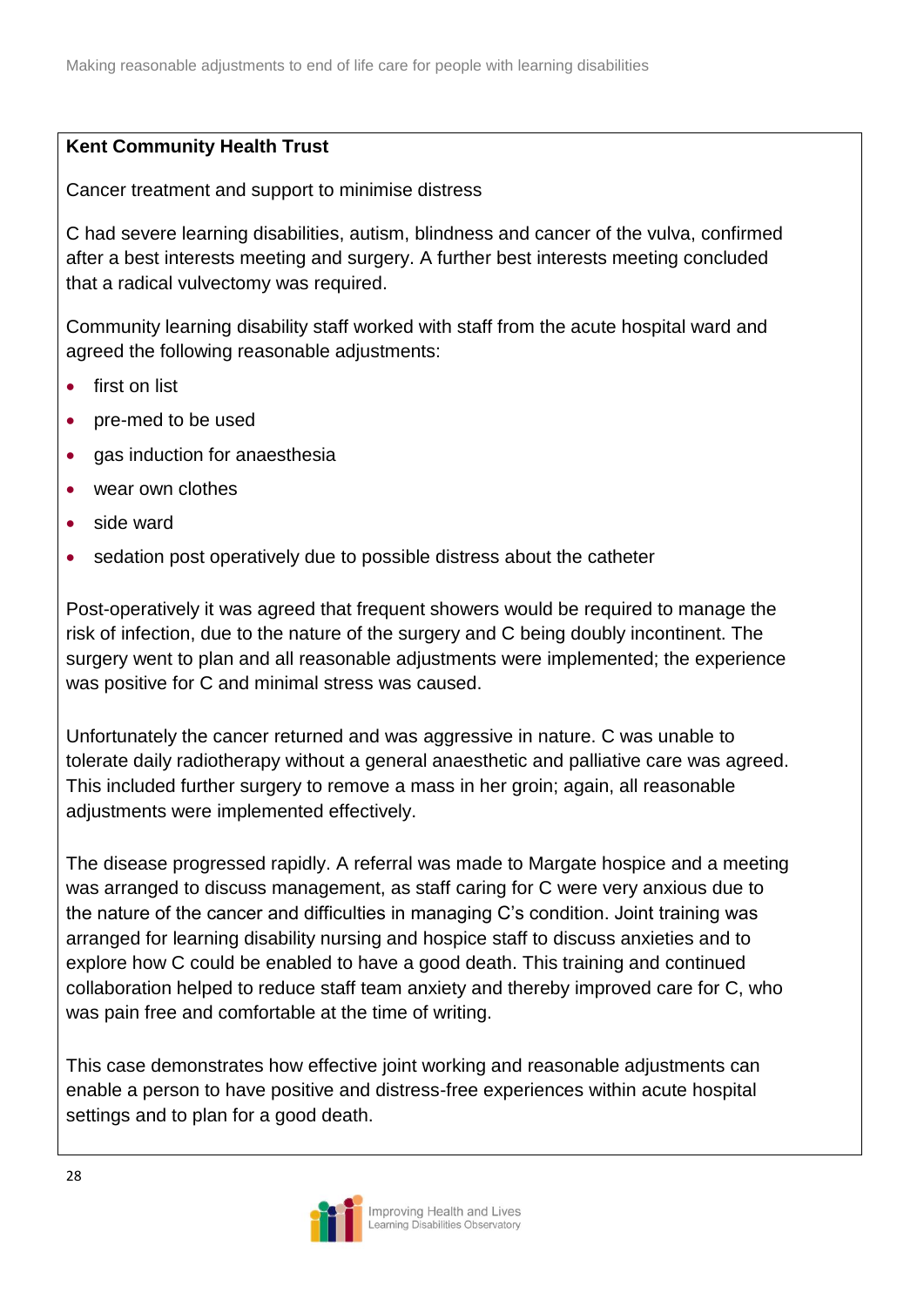**Kent Community Health Trust**

Cancer treatment and support to minimise distress

C had severe learning disabilities, autism, blindness and cancer of the vulva, confirmed after a best interests meeting and surgery. A further best interests meeting concluded that a radical vulvectomy was required.

Community learning disability staff worked with staff from the acute hospital ward and agreed the following reasonable adjustments:

- first on list
- pre-med to be used
- gas induction for anaesthesia
- wear own clothes
- side ward
- sedation post operatively due to possible distress about the catheter

Post-operatively it was agreed that frequent showers would be required to manage the risk of infection, due to the nature of the surgery and C being doubly incontinent. The surgery went to plan and all reasonable adjustments were implemented; the experience was positive for C and minimal stress was caused.

Unfortunately the cancer returned and was aggressive in nature. C was unable to tolerate daily radiotherapy without a general anaesthetic and palliative care was agreed. This included further surgery to remove a mass in her groin; again, all reasonable adjustments were implemented effectively.

The disease progressed rapidly. A referral was made to Margate hospice and a meeting was arranged to discuss management, as staff caring for C were very anxious due to the nature of the cancer and difficulties in managing C's condition. Joint training was arranged for learning disability nursing and hospice staff to discuss anxieties and to explore how C could be enabled to have a good death. This training and continued collaboration helped to reduce staff team anxiety and thereby improved care for C, who was pain free and comfortable at the time of writing.

This case demonstrates how effective joint working and reasonable adjustments can enable a person to have positive and distress-free experiences within acute hospital settings and to plan for a good death.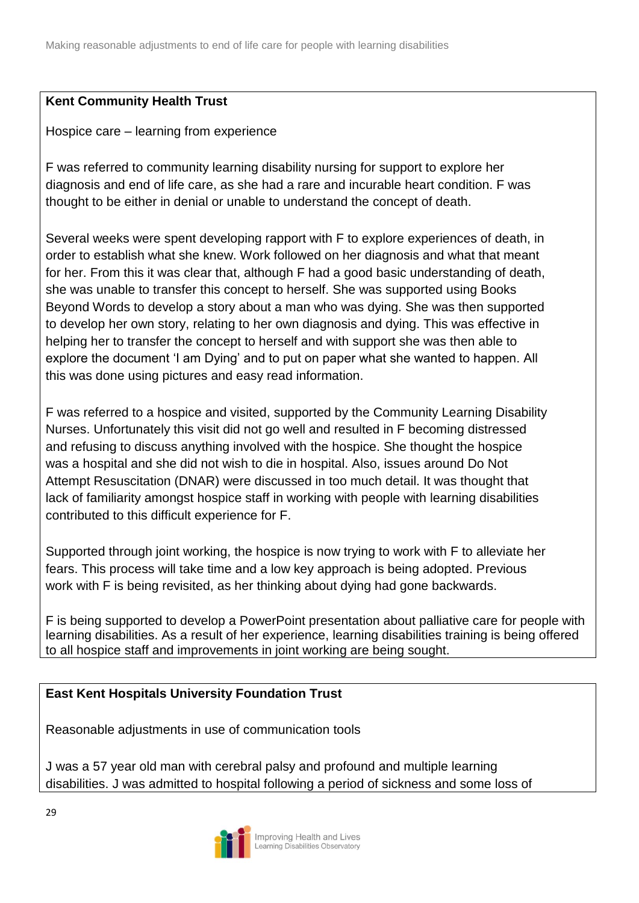**Kent Community Health Trust**

Hospice care – learning from experience

F was referred to community learning disability nursing for support to explore her diagnosis and end of life care, as she had a rare and incurable heart condition. F was thought to be either in denial or unable to understand the concept of death.

Several weeks were spent developing rapport with F to explore experiences of death, in order to establish what she knew. Work followed on her diagnosis and what that meant for her. From this it was clear that, although F had a good basic understanding of death, she was unable to transfer this concept to herself. She was supported using Books Beyond Words to develop a story about a man who was dying. She was then supported to develop her own story, relating to her own diagnosis and dying. This was effective in helping her to transfer the concept to herself and with support she was then able to explore the document 'I am Dying' and to put on paper what she wanted to happen. All this was done using pictures and easy read information.

F was referred to a hospice and visited, supported by the Community Learning Disability Nurses. Unfortunately this visit did not go well and resulted in F becoming distressed and refusing to discuss anything involved with the hospice. She thought the hospice was a hospital and she did not wish to die in hospital. Also, issues around Do Not Attempt Resuscitation (DNAR) were discussed in too much detail. It was thought that lack of familiarity amongst hospice staff in working with people with learning disabilities contributed to this difficult experience for F.

Supported through joint working, the hospice is now trying to work with F to alleviate her fears. This process will take time and a low key approach is being adopted. Previous work with F is being revisited, as her thinking about dying had gone backwards.

F is being supported to develop a PowerPoint presentation about palliative care for people with learning disabilities. As a result of her experience, learning disabilities training is being offered to all hospice staff and improvements in joint working are being sought.

**East Kent Hospitals University Foundation Trust**

Reasonable adjustments in use of communication tools

J was a 57 year old man with cerebral palsy and profound and multiple learning disabilities. J was admitted to hospital following a period of sickness and some loss of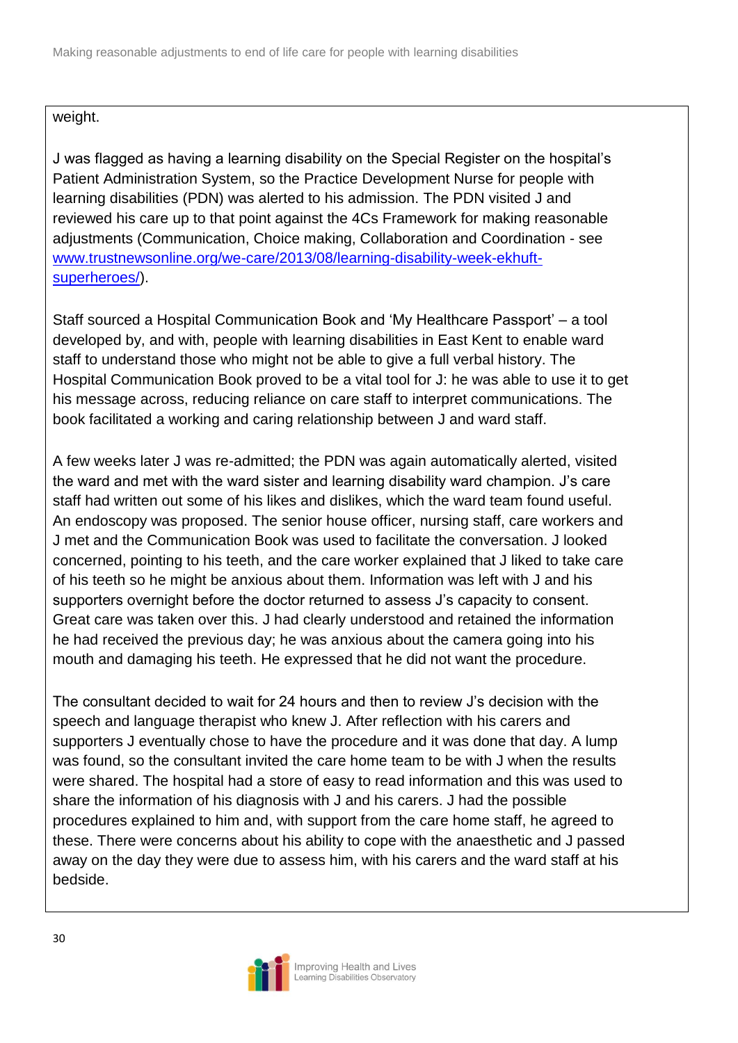weight.

J was flagged as having a learning disability on the Special Register on the hospital's Patient Administration System, so the Practice Development Nurse for people with learning disabilities (PDN) was alerted to his admission. The PDN visited J and reviewed his care up to that point against the 4Cs Framework for making reasonable adjustments (Communication, Choice making, Collaboration and Coordination - see [www.trustnewsonline.org/we-care/2013/08/learning-disability-week-ekhuft-superheroes/](www.trustnewsonline.org/we-care/2013/08/learning-disability-week-ekhuft-superheroes/)).

Staff sourced a Hospital Communication Book and 'My Healthcare Passport' – a tool developed by, and with, people with learning disabilities in East Kent to enable ward staff to understand those who might not be able to give a full verbal history. The Hospital Communication Book proved to be a vital tool for J: he was able to use it to get his message across, reducing reliance on care staff to interpret communications. The book facilitated a working and caring relationship between J and ward staff.

A few weeks later J was re-admitted; the PDN was again automatically alerted, visited the ward and met with the ward sister and learning disability ward champion. J's care staff had written out some of his likes and dislikes, which the ward team found useful. An endoscopy was proposed. The senior house officer, nursing staff, care workers and J met and the Communication Book was used to facilitate the conversation. J looked concerned, pointing to his teeth, and the care worker explained that J liked to take care of his teeth so he might be anxious about them. Information was left with J and his supporters overnight before the doctor returned to assess J's capacity to consent. Great care was taken over this. J had clearly understood and retained the information he had received the previous day; he was anxious about the camera going into his mouth and damaging his teeth. He expressed that he did not want the procedure.

The consultant decided to wait for 24 hours and then to review J's decision with the speech and language therapist who knew J. After reflection with his carers and supporters J eventually chose to have the procedure and it was done that day. A lump was found, so the consultant invited the care home team to be with J when the results were shared. The hospital had a store of easy to read information and this was used to share the information of his diagnosis with J and his carers. J had the possible procedures explained to him and, with support from the care home staff, he agreed to these. There were concerns about his ability to cope with the anaesthetic and J passed away on the day they were due to assess him, with his carers and the ward staff at his bedside.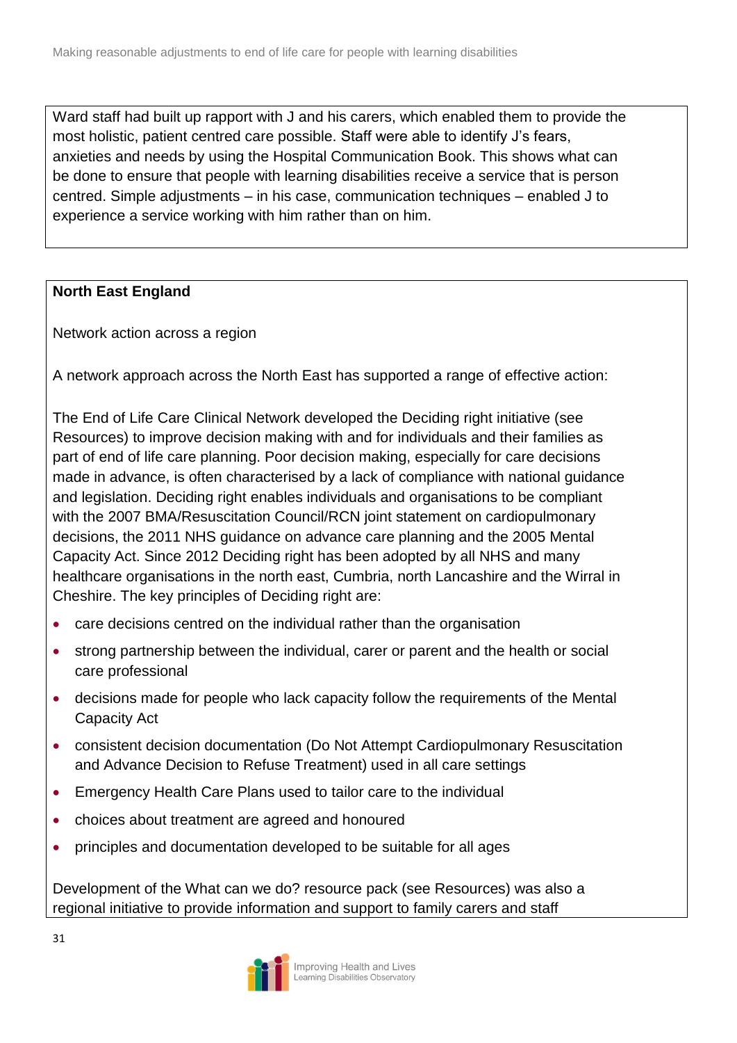Ward staff had built up rapport with J and his carers, which enabled them to provide the most holistic, patient centred care possible. Staff were able to identify J's fears, anxieties and needs by using the Hospital Communication Book. This shows what can be done to ensure that people with learning disabilities receive a service that is person centred. Simple adjustments – in his case, communication techniques – enabled J to experience a service working with him rather than on him.

**North East England**

Network action across a region

A network approach across the North East has supported a range of effective action:

The End of Life Care Clinical Network developed the Deciding right initiative (see Resources) to improve decision making with and for individuals and their families as part of end of life care planning. Poor decision making, especially for care decisions made in advance, is often characterised by a lack of compliance with national guidance and legislation. Deciding right enables individuals and organisations to be compliant with the 2007 BMA/Resuscitation Council/RCN joint statement on cardiopulmonary decisions, the 2011 NHS guidance on advance care planning and the 2005 Mental Capacity Act. Since 2012 Deciding right has been adopted by all NHS and many healthcare organisations in the north east, Cumbria, north Lancashire and the Wirral in Cheshire. The key principles of Deciding right are:

- care decisions centred on the individual rather than the organisation
- strong partnership between the individual, carer or parent and the health or social care professional
- decisions made for people who lack capacity follow the requirements of the Mental Capacity Act
- consistent decision documentation (Do Not Attempt Cardiopulmonary Resuscitation and Advance Decision to Refuse Treatment) used in all care settings
- Emergency Health Care Plans used to tailor care to the individual
- choices about treatment are agreed and honoured
- principles and documentation developed to be suitable for all ages

Development of the What can we do? resource pack (see Resources) was also a regional initiative to provide information and support to family carers and staff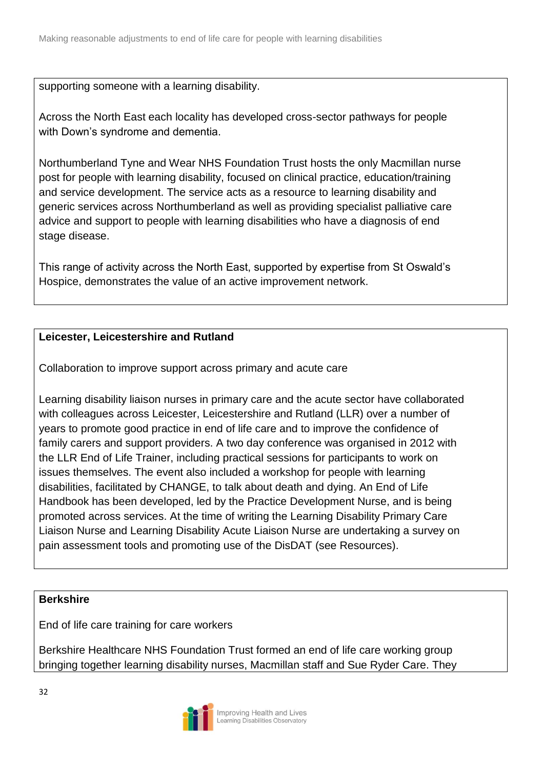supporting someone with a learning disability.

Across the North East each locality has developed cross-sector pathways for people with Down's syndrome and dementia.

Northumberland Tyne and Wear NHS Foundation Trust hosts the only Macmillan nurse post for people with learning disability, focused on clinical practice, education/training and service development. The service acts as a resource to learning disability and generic services across Northumberland as well as providing specialist palliative care advice and support to people with learning disabilities who have a diagnosis of end stage disease.

This range of activity across the North East, supported by expertise from St Oswald's Hospice, demonstrates the value of an active improvement network.

**Leicester, Leicestershire and Rutland**

Collaboration to improve support across primary and acute care

Learning disability liaison nurses in primary care and the acute sector have collaborated with colleagues across Leicester, Leicestershire and Rutland (LLR) over a number of years to promote good practice in end of life care and to improve the confidence of family carers and support providers. A two day conference was organised in 2012 with the LLR End of Life Trainer, including practical sessions for participants to work on issues themselves. The event also included a workshop for people with learning disabilities, facilitated by CHANGE, to talk about death and dying. An End of Life Handbook has been developed, led by the Practice Development Nurse, and is being promoted across services. At the time of writing the Learning Disability Primary Care Liaison Nurse and Learning Disability Acute Liaison Nurse are undertaking a survey on pain assessment tools and promoting use of the DisDAT (see Resources).

**Berkshire**

End of life care training for care workers

Berkshire Healthcare NHS Foundation Trust formed an end of life care working group bringing together learning disability nurses, Macmillan staff and Sue Ryder Care. They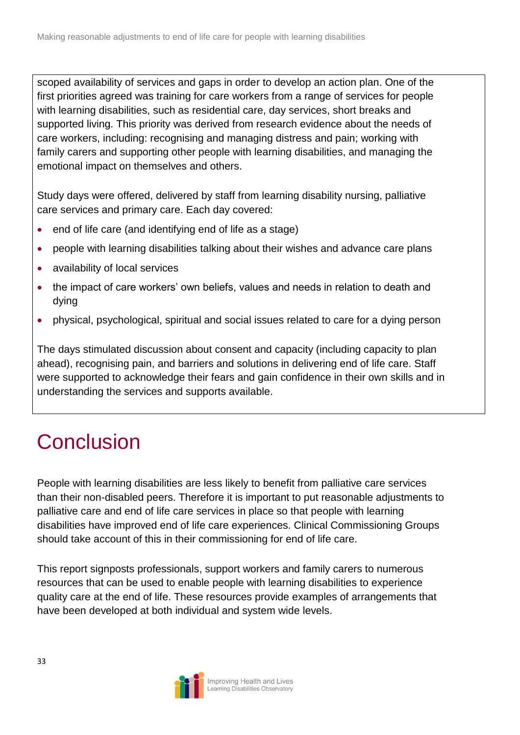scoped availability of services and gaps in order to develop an action plan. One of the first priorities agreed was training for care workers from a range of services for people with learning disabilities, such as residential care, day services, short breaks and supported living. This priority was derived from research evidence about the needs of care workers, including: recognising and managing distress and pain; working with family carers and supporting other people with learning disabilities, and managing the emotional impact on themselves and others.

Study days were offered, delivered by staff from learning disability nursing, palliative care services and primary care. Each day covered:

- end of life care (and identifying end of life as a stage)
- people with learning disabilities talking about their wishes and advance care plans
- availability of local services
- the impact of care workers' own beliefs, values and needs in relation to death and dying
- physical, psychological, spiritual and social issues related to care for a dying person

The days stimulated discussion about consent and capacity (including capacity to plan ahead), recognising pain, and barriers and solutions in delivering end of life care. Staff were supported to acknowledge their fears and gain confidence in their own skills and in understanding the services and supports available.

# Conclusion

People with learning disabilities are less likely to benefit from palliative care services than their non-disabled peers. Therefore it is important to put reasonable adjustments to palliative care and end of life care services in place so that people with learning disabilities have improved end of life care experiences. Clinical Commissioning Groups should take account of this in their commissioning for end of life care.

This report signposts professionals, support workers and family carers to numerous resources that can be used to enable people with learning disabilities to experience quality care at the end of life. These resources provide examples of arrangements that have been developed at both individual and system wide levels.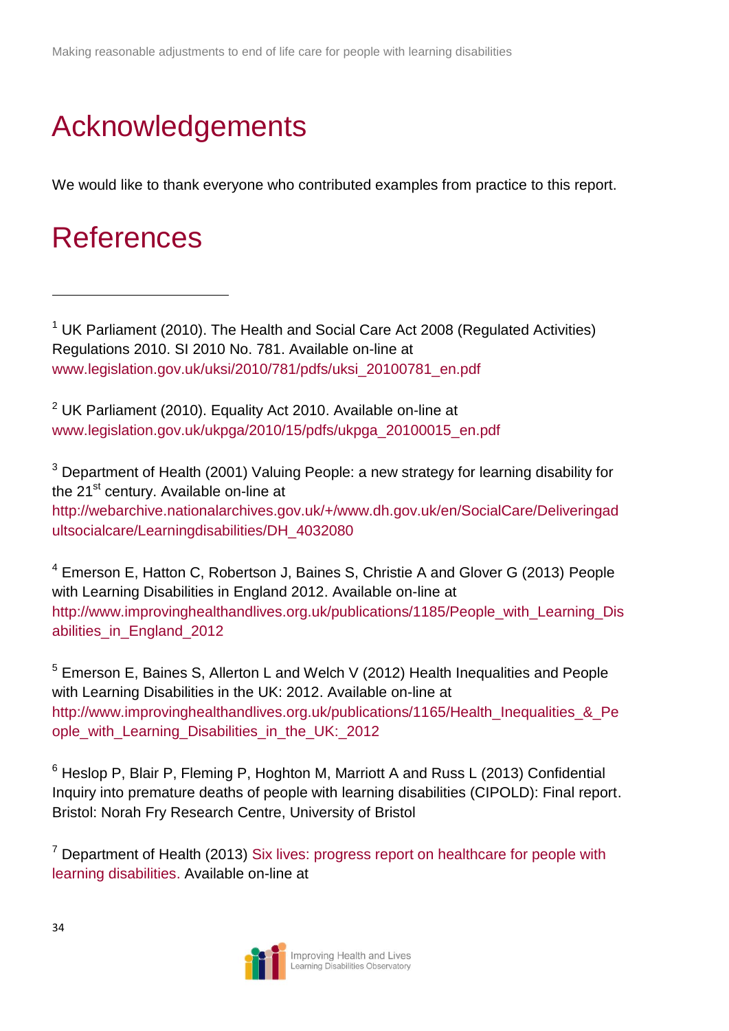# Acknowledgements

We would like to thank everyone who contributed examples from practice to this report.

# References

[1] UK Parliament (2010). The Health and Social Care Act 2008 (Regulated Activities) Regulations 2010. SI 2010 No. 781. Available on-line at www.legislation.gov.uk/uksi/2010/781/pdfs/uksi_20100781_en.pdf

[2] UK Parliament (2010). Equality Act 2010. Available on-line at www.legislation.gov.uk/ukpga/2010/15/pdfs/ukpga_20100015_en.pdf

[3] Department of Health (2001) Valuing People: a new strategy for learning disability for the 21st century. Available on-line at http://webarchive.nationalarchives.gov.uk/+/www.dh.gov.uk/en/SocialCare/Deliveringadultsocialcare/Learningdisabilities/DH_4032080

[4] Emerson E, Hatton C, Robertson J, Baines S, Christie A and Glover G (2013) People with Learning Disabilities in England 2012. Available on-line at http://www.improvinghealthandlives.org.uk/publications/1185/People_with_Learning_Disabilities_in_England_2012

[5] Emerson E, Baines S, Allerton L and Welch V (2012) Health Inequalities and People with Learning Disabilities in the UK: 2012. Available on-line at http://www.improvinghealthandlives.org.uk/publications/1165/Health_Inequalities_&_People_with_Learning_Disabilities_in_the_UK:_2012

[6] Heslop P, Blair P, Fleming P, Hoghton M, Marriott A and Russ L (2013) Confidential Inquiry into premature deaths of people with learning disabilities (CIPOLD): Final report. Bristol: Norah Fry Research Centre, University of Bristol

[7] Department of Health (2013) Six lives: progress report on healthcare for people with learning disabilities. Available on-line at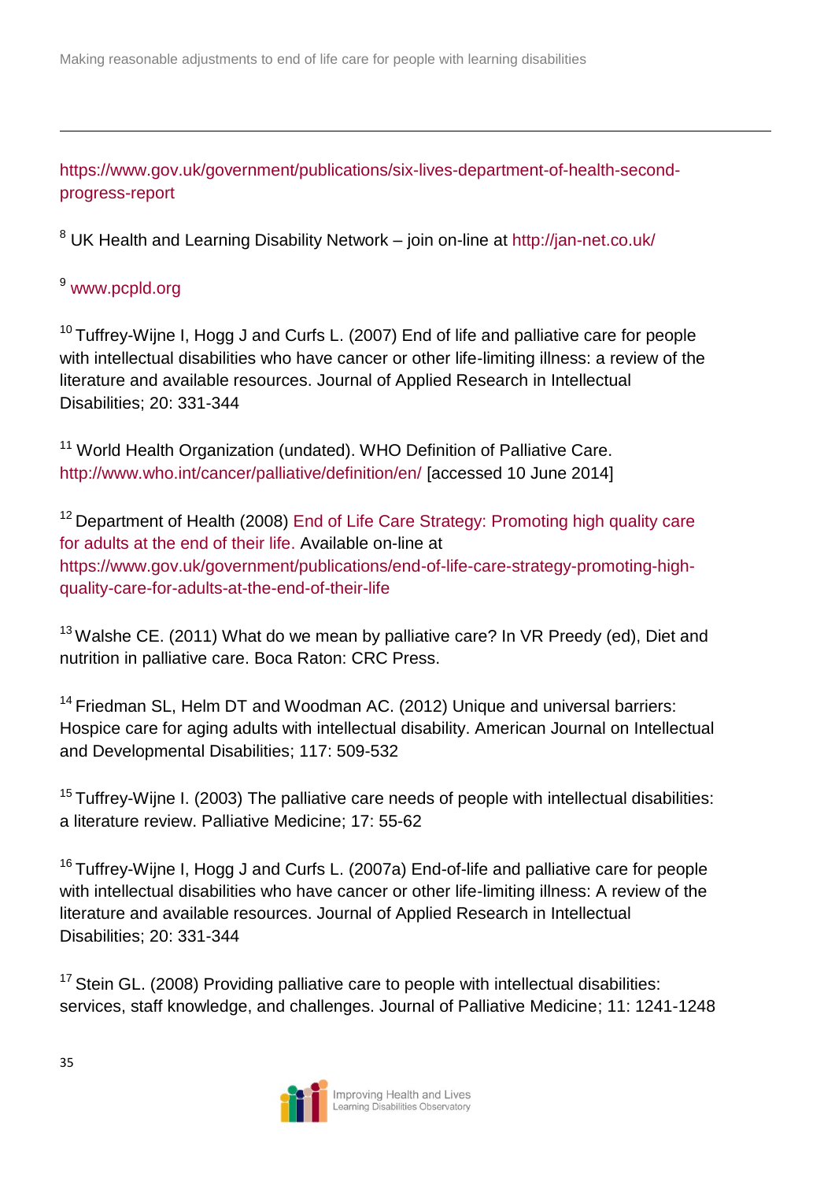https://www.gov.uk/government/publications/six-lives-department-of-health-second-progress-report

[8] UK Health and Learning Disability Network – join on-line at http://jan-net.co.uk/

[9] www.pcpld.org

[10] Tuffrey-Wijne I, Hogg J and Curfs L. (2007) End of life and palliative care for people with intellectual disabilities who have cancer or other life-limiting illness: a review of the literature and available resources. Journal of Applied Research in Intellectual Disabilities; 20: 331-344

[11] World Health Organization (undated). WHO Definition of Palliative Care. http://www.who.int/cancer/palliative/definition/en/ [accessed 10 June 2014]

[12] Department of Health (2008) End of Life Care Strategy: Promoting high quality care for adults at the end of their life. Available on-line at https://www.gov.uk/government/publications/end-of-life-care-strategy-promoting-high-quality-care-for-adults-at-the-end-of-their-life

[13] Walshe CE. (2011) What do we mean by palliative care? In VR Preedy (ed), Diet and nutrition in palliative care. Boca Raton: CRC Press.

[14] Friedman SL, Helm DT and Woodman AC. (2012) Unique and universal barriers: Hospice care for aging adults with intellectual disability. American Journal on Intellectual and Developmental Disabilities; 117: 509-532

[15] Tuffrey-Wijne I. (2003) The palliative care needs of people with intellectual disabilities: a literature review. Palliative Medicine; 17: 55-62

[16] Tuffrey-Wijne I, Hogg J and Curfs L. (2007a) End-of-life and palliative care for people with intellectual disabilities who have cancer or other life-limiting illness: A review of the literature and available resources. Journal of Applied Research in Intellectual Disabilities; 20: 331-344

[17] Stein GL. (2008) Providing palliative care to people with intellectual disabilities: services, staff knowledge, and challenges. Journal of Palliative Medicine; 11: 1241-1248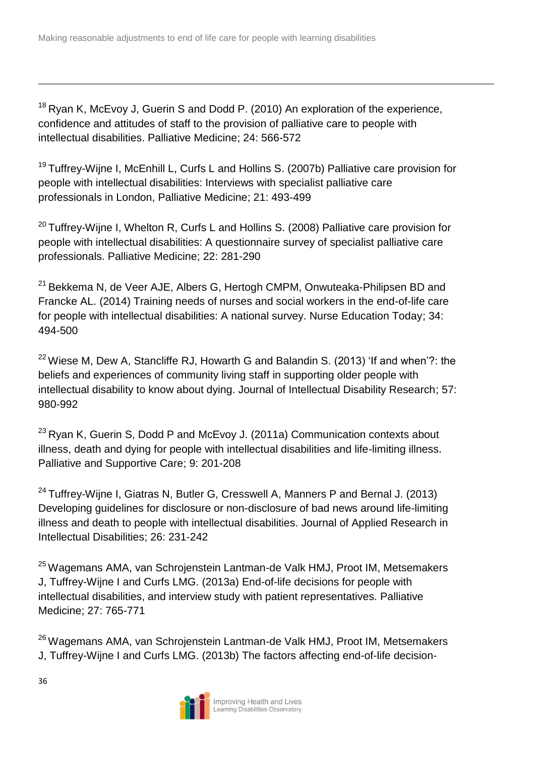[18] Ryan K, McEvoy J, Guerin S and Dodd P. (2010) An exploration of the experience, confidence and attitudes of staff to the provision of palliative care to people with intellectual disabilities. Palliative Medicine; 24: 566-572

[19] Tuffrey-Wijne I, McEnhill L, Curfs L and Hollins S. (2007b) Palliative care provision for people with intellectual disabilities: Interviews with specialist palliative care professionals in London, Palliative Medicine; 21: 493-499

[20] Tuffrey-Wijne I, Whelton R, Curfs L and Hollins S. (2008) Palliative care provision for people with intellectual disabilities: A questionnaire survey of specialist palliative care professionals. Palliative Medicine; 22: 281-290

[21] Bekkema N, de Veer AJE, Albers G, Hertogh CMPM, Onwuteaka-Philipsen BD and Francke AL. (2014) Training needs of nurses and social workers in the end-of-life care for people with intellectual disabilities: A national survey. Nurse Education Today; 34: 494-500

[22] Wiese M, Dew A, Stancliffe RJ, Howarth G and Balandin S. (2013) 'If and when'?: the beliefs and experiences of community living staff in supporting older people with intellectual disability to know about dying. Journal of Intellectual Disability Research; 57: 980-992

[23] Ryan K, Guerin S, Dodd P and McEvoy J. (2011a) Communication contexts about illness, death and dying for people with intellectual disabilities and life-limiting illness. Palliative and Supportive Care; 9: 201-208

[24] Tuffrey-Wijne I, Giatras N, Butler G, Cresswell A, Manners P and Bernal J. (2013) Developing guidelines for disclosure or non-disclosure of bad news around life-limiting illness and death to people with intellectual disabilities. Journal of Applied Research in Intellectual Disabilities; 26: 231-242

[25] Wagemans AMA, van Schrojenstein Lantman-de Valk HMJ, Proot IM, Metsemakers J, Tuffrey-Wijne I and Curfs LMG. (2013a) End-of-life decisions for people with intellectual disabilities, and interview study with patient representatives. Palliative Medicine; 27: 765-771

[26] Wagemans AMA, van Schrojenstein Lantman-de Valk HMJ, Proot IM, Metsemakers J, Tuffrey-Wijne I and Curfs LMG. (2013b) The factors affecting end-of-life decision-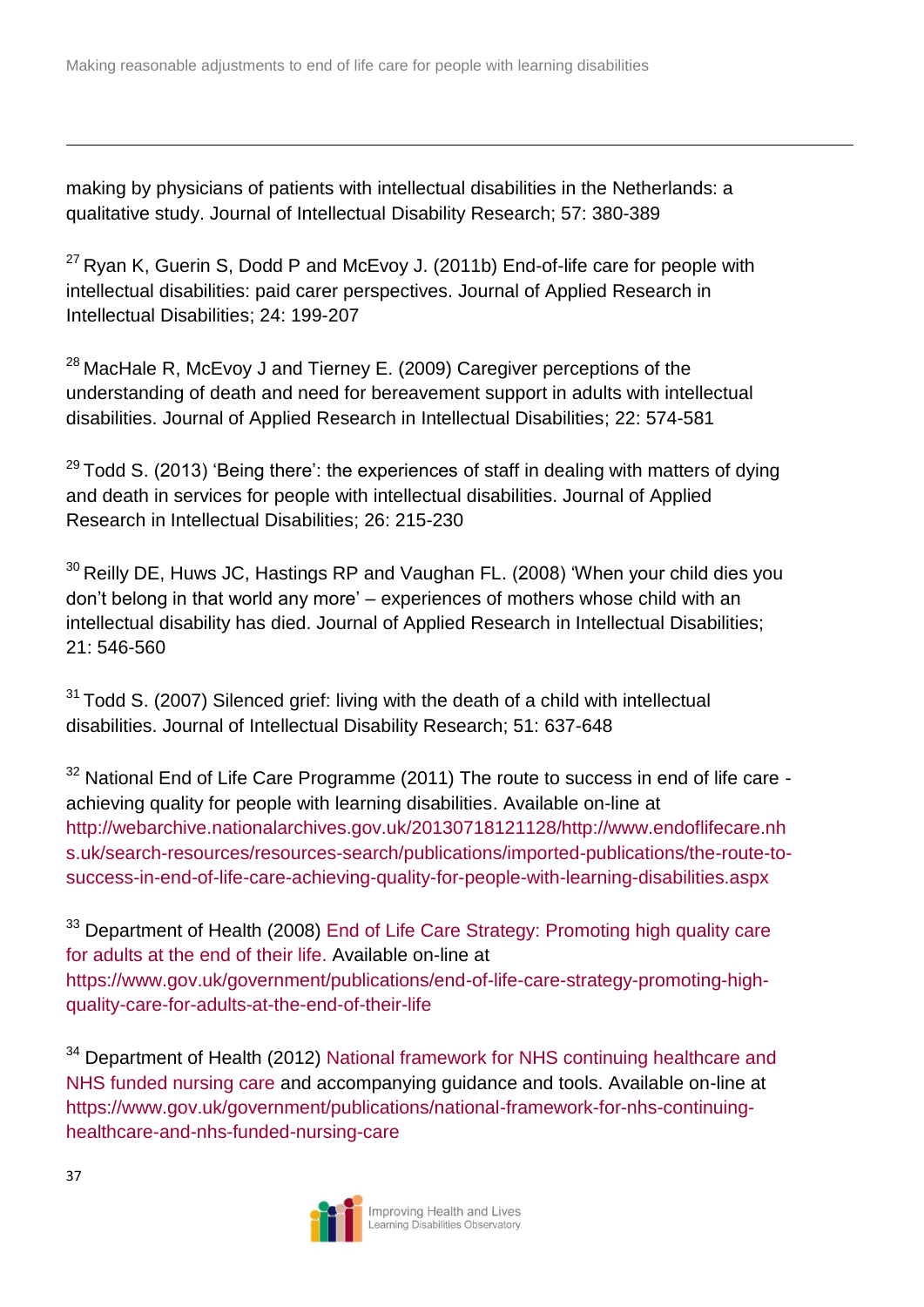making by physicians of patients with intellectual disabilities in the Netherlands: a qualitative study. Journal of Intellectual Disability Research; 57: 380-389

[27] Ryan K, Guerin S, Dodd P and McEvoy J. (2011b) End-of-life care for people with intellectual disabilities: paid carer perspectives. Journal of Applied Research in Intellectual Disabilities; 24: 199-207

[28] MacHale R, McEvoy J and Tierney E. (2009) Caregiver perceptions of the understanding of death and need for bereavement support in adults with intellectual disabilities. Journal of Applied Research in Intellectual Disabilities; 22: 574-581

[29] Todd S. (2013) 'Being there': the experiences of staff in dealing with matters of dying and death in services for people with intellectual disabilities. Journal of Applied Research in Intellectual Disabilities; 26: 215-230

[30] Reilly DE, Huws JC, Hastings RP and Vaughan FL. (2008) 'When your child dies you don't belong in that world any more' – experiences of mothers whose child with an intellectual disability has died. Journal of Applied Research in Intellectual Disabilities; 21: 546-560

[31] Todd S. (2007) Silenced grief: living with the death of a child with intellectual disabilities. Journal of Intellectual Disability Research; 51: 637-648

[32] National End of Life Care Programme (2011) The route to success in end of life care - achieving quality for people with learning disabilities. Available on-line at http://webarchive.nationalarchives.gov.uk/20130718121128/http://www.endoflifecare.nhs.uk/search-resources/resources-search/publications/imported-publications/the-route-to-success-in-end-of-life-care-achieving-quality-for-people-with-learning-disabilities.aspx

[33] Department of Health (2008) End of Life Care Strategy: Promoting high quality care for adults at the end of their life. Available on-line at https://www.gov.uk/government/publications/end-of-life-care-strategy-promoting-high-quality-care-for-adults-at-the-end-of-their-life

[34] Department of Health (2012) National framework for NHS continuing healthcare and NHS funded nursing care and accompanying guidance and tools. Available on-line at https://www.gov.uk/government/publications/national-framework-for-nhs-continuing-healthcare-and-nhs-funded-nursing-care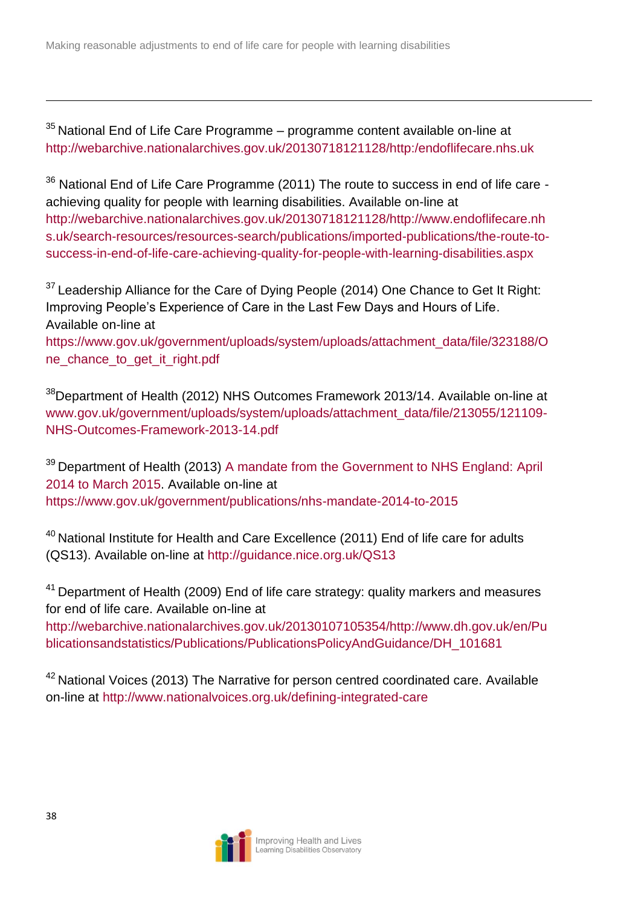[35] National End of Life Care Programme – programme content available on-line at http://webarchive.nationalarchives.gov.uk/20130718121128/http:/endoflifecare.nhs.uk

[36] National End of Life Care Programme (2011) The route to success in end of life care - achieving quality for people with learning disabilities. Available on-line at http://webarchive.nationalarchives.gov.uk/20130718121128/http://www.endoflifecare.nhs.uk/search-resources/resources-search/publications/imported-publications/the-route-to-success-in-end-of-life-care-achieving-quality-for-people-with-learning-disabilities.aspx

[37] Leadership Alliance for the Care of Dying People (2014) One Chance to Get It Right: Improving People's Experience of Care in the Last Few Days and Hours of Life. Available on-line at https://www.gov.uk/government/uploads/system/uploads/attachment_data/file/323188/One_chance_to_get_it_right.pdf

[38] Department of Health (2012) NHS Outcomes Framework 2013/14. Available on-line at www.gov.uk/government/uploads/system/uploads/attachment_data/file/213055/121109-NHS-Outcomes-Framework-2013-14.pdf

[39] Department of Health (2013) A mandate from the Government to NHS England: April 2014 to March 2015. Available on-line at https://www.gov.uk/government/publications/nhs-mandate-2014-to-2015

[40] National Institute for Health and Care Excellence (2011) End of life care for adults (QS13). Available on-line at http://guidance.nice.org.uk/QS13

[41] Department of Health (2009) End of life care strategy: quality markers and measures for end of life care. Available on-line at http://webarchive.nationalarchives.gov.uk/20130107105354/http://www.dh.gov.uk/en/Publicationsandstatistics/Publications/PublicationsPolicyAndGuidance/DH_101681

[42] National Voices (2013) The Narrative for person centred coordinated care. Available on-line at http://www.nationalvoices.org.uk/defining-integrated-care